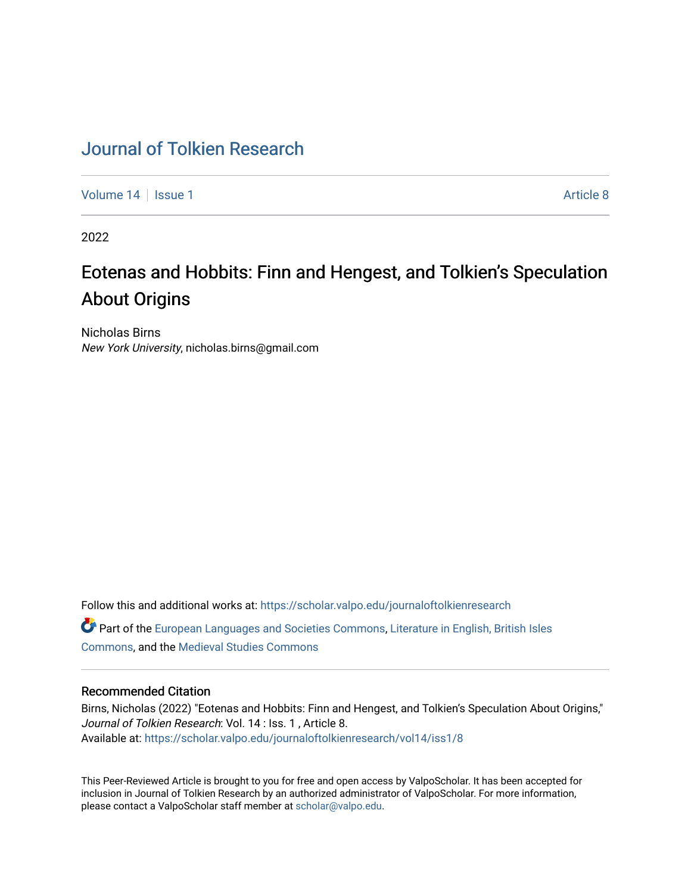# Journal of Tolkien Research

Volume 14 | Issue 1 | Article 8

2022

## Eotenas and Hobbits: Finn and Hengest, and Tolkien's Speculation About Origins

Nicholas Birns
*New York University*, nicholas.birns@gmail.com

Follow this and additional works at: https://scholar.valpo.edu/journaloftolkienresearch

Part of the European Languages and Societies Commons, Literature in English, British Isles Commons, and the Medieval Studies Commons

### Recommended Citation

Birns, Nicholas (2022) "Eotenas and Hobbits: Finn and Hengest, and Tolkien's Speculation About Origins," *Journal of Tolkien Research*: Vol. 14 : Iss. 1 , Article 8.
Available at: https://scholar.valpo.edu/journaloftolkienresearch/vol14/iss1/8

This Peer-Reviewed Article is brought to you for free and open access by ValpoScholar. It has been accepted for inclusion in Journal of Tolkien Research by an authorized administrator of ValpoScholar. For more information, please contact a ValpoScholar staff member at scholar@valpo.edu.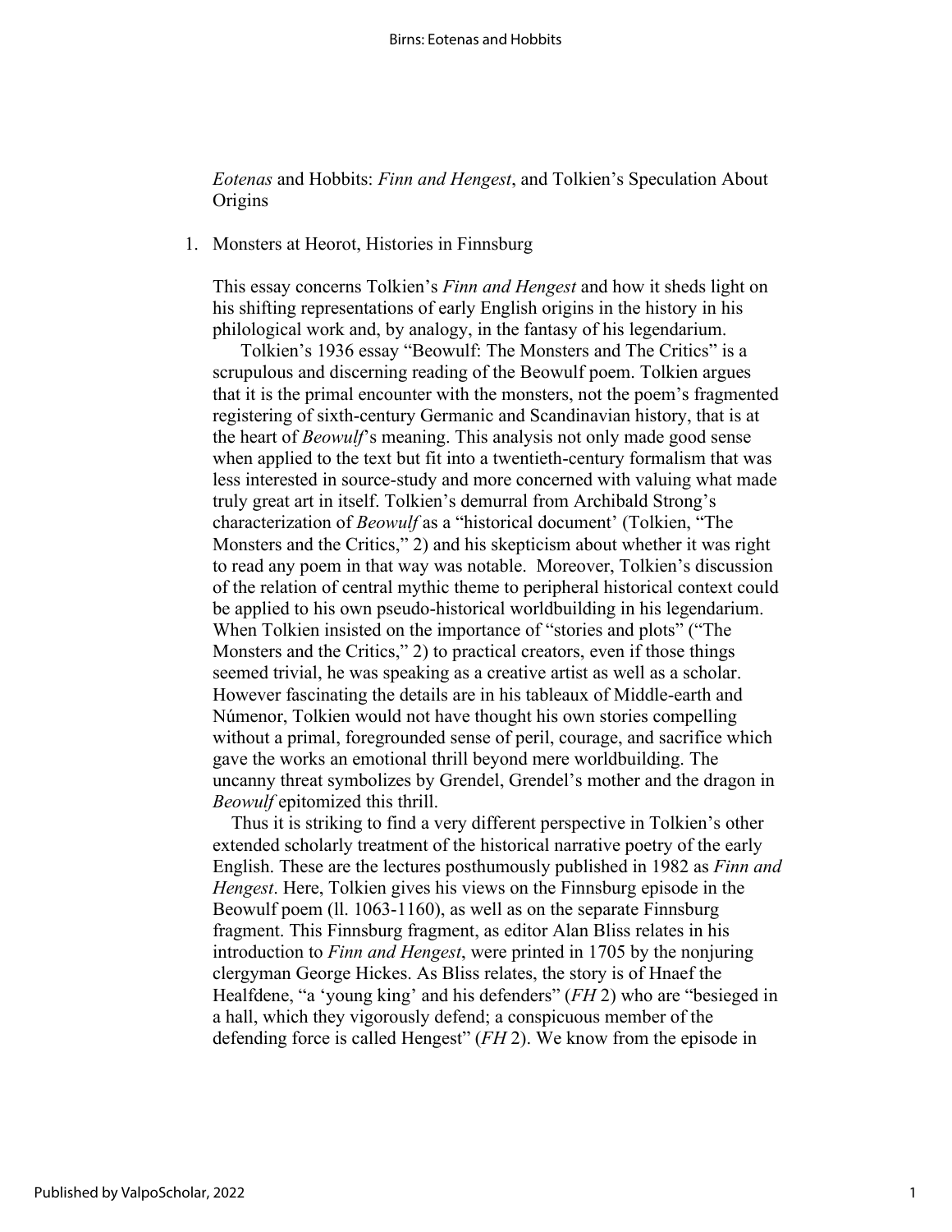*Eotenas* and Hobbits: *Finn and Hengest*, and Tolkien's Speculation About Origins

1. Monsters at Heorot, Histories in Finnsburg

This essay concerns Tolkien's *Finn and Hengest* and how it sheds light on his shifting representations of early English origins in the history in his philological work and, by analogy, in the fantasy of his legendarium.

Tolkien's 1936 essay "Beowulf: The Monsters and The Critics" is a scrupulous and discerning reading of the Beowulf poem. Tolkien argues that it is the primal encounter with the monsters, not the poem's fragmented registering of sixth-century Germanic and Scandinavian history, that is at the heart of *Beowulf*'s meaning. This analysis not only made good sense when applied to the text but fit into a twentieth-century formalism that was less interested in source-study and more concerned with valuing what made truly great art in itself. Tolkien's demurral from Archibald Strong's characterization of *Beowulf* as a "historical document' (Tolkien, "The Monsters and the Critics," 2) and his skepticism about whether it was right to read any poem in that way was notable. Moreover, Tolkien's discussion of the relation of central mythic theme to peripheral historical context could be applied to his own pseudo-historical worldbuilding in his legendarium. When Tolkien insisted on the importance of "stories and plots" ("The Monsters and the Critics," 2) to practical creators, even if those things seemed trivial, he was speaking as a creative artist as well as a scholar. However fascinating the details are in his tableaux of Middle-earth and Númenor, Tolkien would not have thought his own stories compelling without a primal, foregrounded sense of peril, courage, and sacrifice which gave the works an emotional thrill beyond mere worldbuilding. The uncanny threat symbolizes by Grendel, Grendel's mother and the dragon in *Beowulf* epitomized this thrill.

Thus it is striking to find a very different perspective in Tolkien's other extended scholarly treatment of the historical narrative poetry of the early English. These are the lectures posthumously published in 1982 as *Finn and Hengest*. Here, Tolkien gives his views on the Finnsburg episode in the Beowulf poem (ll. 1063-1160), as well as on the separate Finnsburg fragment. This Finnsburg fragment, as editor Alan Bliss relates in his introduction to *Finn and Hengest*, were printed in 1705 by the nonjuring clergyman George Hickes. As Bliss relates, the story is of Hnaef the Healfdene, "a 'young king' and his defenders" (*FH* 2) who are "besieged in a hall, which they vigorously defend; a conspicuous member of the defending force is called Hengest" (*FH* 2). We know from the episode in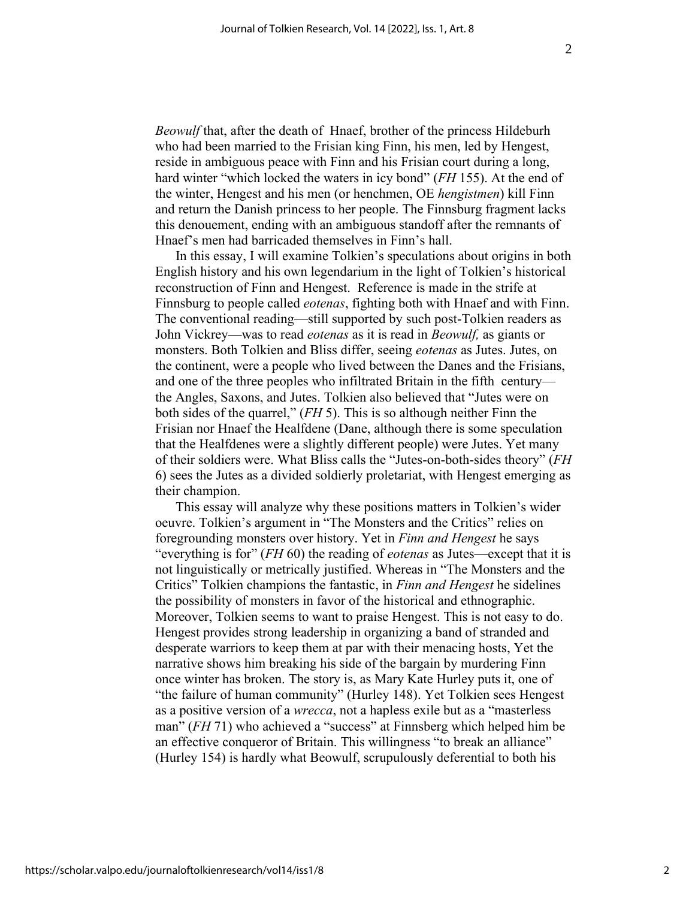*Beowulf* that, after the death of  Hnaef, brother of the princess Hildeburh who had been married to the Frisian king Finn, his men, led by Hengest, reside in ambiguous peace with Finn and his Frisian court during a long, hard winter "which locked the waters in icy bond" (*FH* 155). At the end of the winter, Hengest and his men (or henchmen, OE *hengistmen*) kill Finn and return the Danish princess to her people. The Finnsburg fragment lacks this denouement, ending with an ambiguous standoff after the remnants of Hnaef's men had barricaded themselves in Finn's hall.

In this essay, I will examine Tolkien's speculations about origins in both English history and his own legendarium in the light of Tolkien's historical reconstruction of Finn and Hengest.  Reference is made in the strife at Finnsburg to people called *eotenas*, fighting both with Hnaef and with Finn. The conventional reading—still supported by such post-Tolkien readers as John Vickrey—was to read *eotenas* as it is read in *Beowulf,* as giants or monsters. Both Tolkien and Bliss differ, seeing *eotenas* as Jutes. Jutes, on the continent, were a people who lived between the Danes and the Frisians, and one of the three peoples who infiltrated Britain in the fifth  century—the Angles, Saxons, and Jutes. Tolkien also believed that "Jutes were on both sides of the quarrel," (*FH* 5). This is so although neither Finn the Frisian nor Hnaef the Healfdene (Dane, although there is some speculation that the Healfdenes were a slightly different people) were Jutes. Yet many of their soldiers were. What Bliss calls the "Jutes-on-both-sides theory" (*FH* 6) sees the Jutes as a divided soldierly proletariat, with Hengest emerging as their champion.

This essay will analyze why these positions matters in Tolkien's wider oeuvre. Tolkien's argument in "The Monsters and the Critics" relies on foregrounding monsters over history. Yet in *Finn and Hengest* he says "everything is for" (*FH* 60) the reading of *eotenas* as Jutes—except that it is not linguistically or metrically justified. Whereas in "The Monsters and the Critics" Tolkien champions the fantastic, in *Finn and Hengest* he sidelines the possibility of monsters in favor of the historical and ethnographic. Moreover, Tolkien seems to want to praise Hengest. This is not easy to do. Hengest provides strong leadership in organizing a band of stranded and desperate warriors to keep them at par with their menacing hosts, Yet the narrative shows him breaking his side of the bargain by murdering Finn once winter has broken. The story is, as Mary Kate Hurley puts it, one of "the failure of human community" (Hurley 148). Yet Tolkien sees Hengest as a positive version of a *wrecca*, not a hapless exile but as a "masterless man" (*FH* 71) who achieved a "success" at Finnsberg which helped him be an effective conqueror of Britain. This willingness "to break an alliance" (Hurley 154) is hardly what Beowulf, scrupulously deferential to both his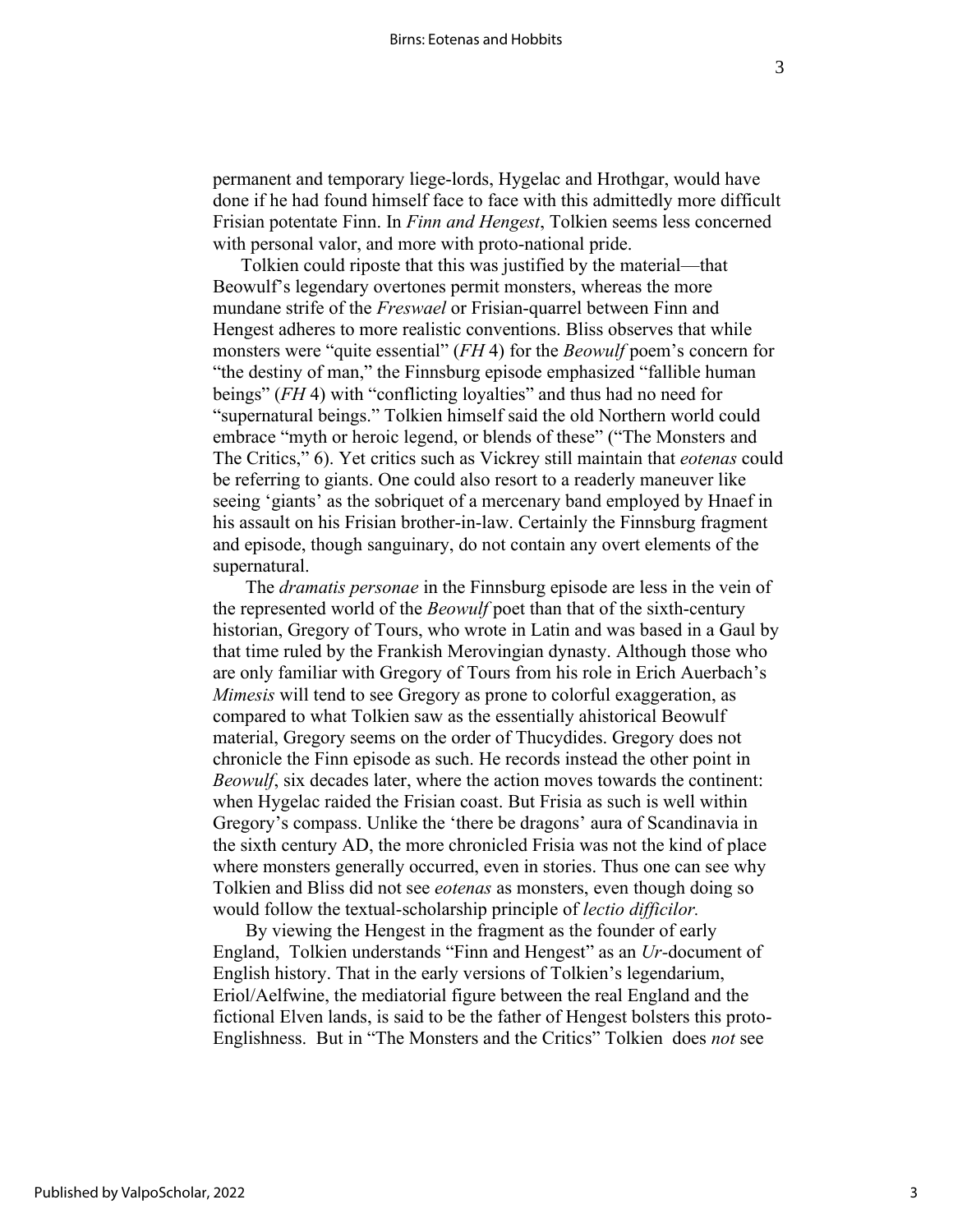permanent and temporary liege-lords, Hygelac and Hrothgar, would have done if he had found himself face to face with this admittedly more difficult Frisian potentate Finn. In *Finn and Hengest*, Tolkien seems less concerned with personal valor, and more with proto-national pride.

Tolkien could riposte that this was justified by the material—that Beowulf's legendary overtones permit monsters, whereas the more mundane strife of the *Freswael* or Frisian-quarrel between Finn and Hengest adheres to more realistic conventions. Bliss observes that while monsters were "quite essential" (*FH* 4) for the *Beowulf* poem's concern for "the destiny of man," the Finnsburg episode emphasized "fallible human beings" (*FH* 4) with "conflicting loyalties" and thus had no need for "supernatural beings." Tolkien himself said the old Northern world could embrace "myth or heroic legend, or blends of these" ("The Monsters and The Critics," 6). Yet critics such as Vickrey still maintain that *eotenas* could be referring to giants. One could also resort to a readerly maneuver like seeing 'giants' as the sobriquet of a mercenary band employed by Hnaef in his assault on his Frisian brother-in-law. Certainly the Finnsburg fragment and episode, though sanguinary, do not contain any overt elements of the supernatural.

The *dramatis personae* in the Finnsburg episode are less in the vein of the represented world of the *Beowulf* poet than that of the sixth-century historian, Gregory of Tours, who wrote in Latin and was based in a Gaul by that time ruled by the Frankish Merovingian dynasty. Although those who are only familiar with Gregory of Tours from his role in Erich Auerbach's *Mimesis* will tend to see Gregory as prone to colorful exaggeration, as compared to what Tolkien saw as the essentially ahistorical Beowulf material, Gregory seems on the order of Thucydides. Gregory does not chronicle the Finn episode as such. He records instead the other point in *Beowulf*, six decades later, where the action moves towards the continent: when Hygelac raided the Frisian coast. But Frisia as such is well within Gregory's compass. Unlike the 'there be dragons' aura of Scandinavia in the sixth century AD, the more chronicled Frisia was not the kind of place where monsters generally occurred, even in stories. Thus one can see why Tolkien and Bliss did not see *eotenas* as monsters, even though doing so would follow the textual-scholarship principle of *lectio difficilor.*

By viewing the Hengest in the fragment as the founder of early England, Tolkien understands "Finn and Hengest" as an *Ur*-document of English history. That in the early versions of Tolkien's legendarium, Eriol/Aelfwine, the mediatorial figure between the real England and the fictional Elven lands, is said to be the father of Hengest bolsters this proto-Englishness. But in "The Monsters and the Critics" Tolkien does *not* see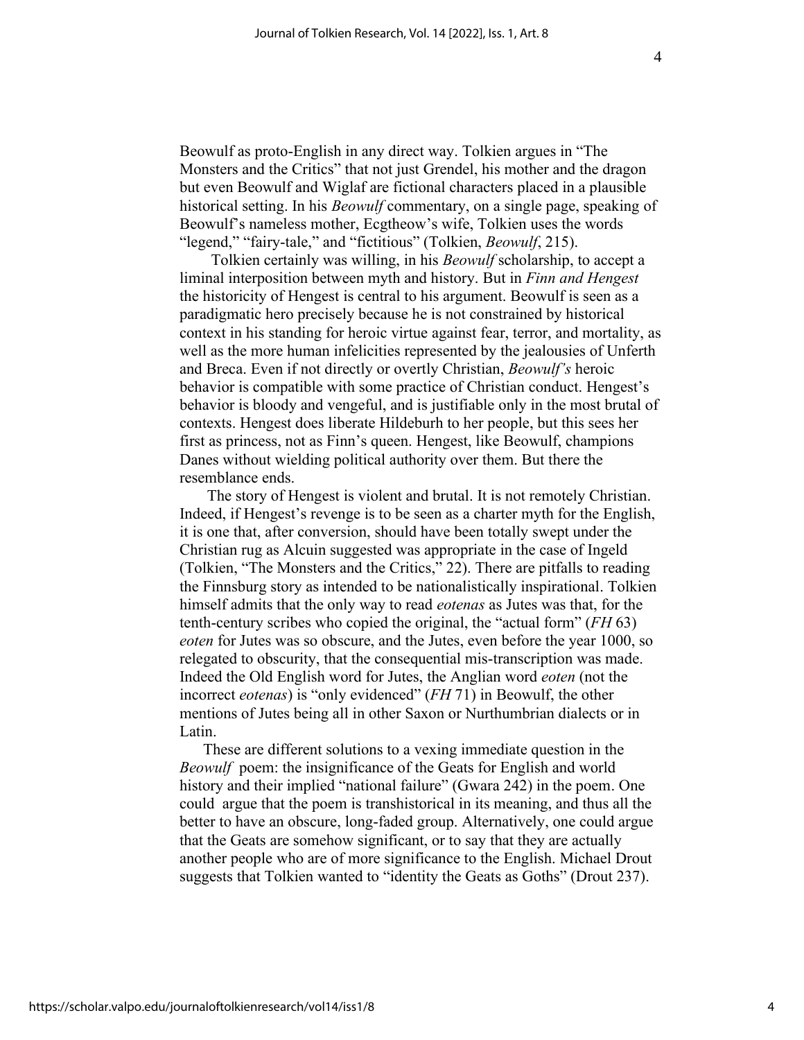Beowulf as proto-English in any direct way. Tolkien argues in "The Monsters and the Critics" that not just Grendel, his mother and the dragon but even Beowulf and Wiglaf are fictional characters placed in a plausible historical setting. In his *Beowulf* commentary, on a single page, speaking of Beowulf's nameless mother, Ecgtheow's wife, Tolkien uses the words "legend," "fairy-tale," and "fictitious" (Tolkien, *Beowulf*, 215).

Tolkien certainly was willing, in his *Beowulf* scholarship, to accept a liminal interposition between myth and history. But in *Finn and Hengest* the historicity of Hengest is central to his argument. Beowulf is seen as a paradigmatic hero precisely because he is not constrained by historical context in his standing for heroic virtue against fear, terror, and mortality, as well as the more human infelicities represented by the jealousies of Unferth and Breca. Even if not directly or overtly Christian, *Beowulf's* heroic behavior is compatible with some practice of Christian conduct. Hengest's behavior is bloody and vengeful, and is justifiable only in the most brutal of contexts. Hengest does liberate Hildeburh to her people, but this sees her first as princess, not as Finn's queen. Hengest, like Beowulf, champions Danes without wielding political authority over them. But there the resemblance ends.

The story of Hengest is violent and brutal. It is not remotely Christian. Indeed, if Hengest's revenge is to be seen as a charter myth for the English, it is one that, after conversion, should have been totally swept under the Christian rug as Alcuin suggested was appropriate in the case of Ingeld (Tolkien, "The Monsters and the Critics," 22). There are pitfalls to reading the Finnsburg story as intended to be nationalistically inspirational. Tolkien himself admits that the only way to read *eotenas* as Jutes was that, for the tenth-century scribes who copied the original, the "actual form" (*FH* 63) *eoten* for Jutes was so obscure, and the Jutes, even before the year 1000, so relegated to obscurity, that the consequential mis-transcription was made. Indeed the Old English word for Jutes, the Anglian word *eoten* (not the incorrect *eotenas*) is "only evidenced" (*FH* 71) in Beowulf, the other mentions of Jutes being all in other Saxon or Nurthumbrian dialects or in Latin.

These are different solutions to a vexing immediate question in the *Beowulf* poem: the insignificance of the Geats for English and world history and their implied "national failure" (Gwara 242) in the poem. One could argue that the poem is transhistorical in its meaning, and thus all the better to have an obscure, long-faded group. Alternatively, one could argue that the Geats are somehow significant, or to say that they are actually another people who are of more significance to the English. Michael Drout suggests that Tolkien wanted to "identity the Geats as Goths" (Drout 237).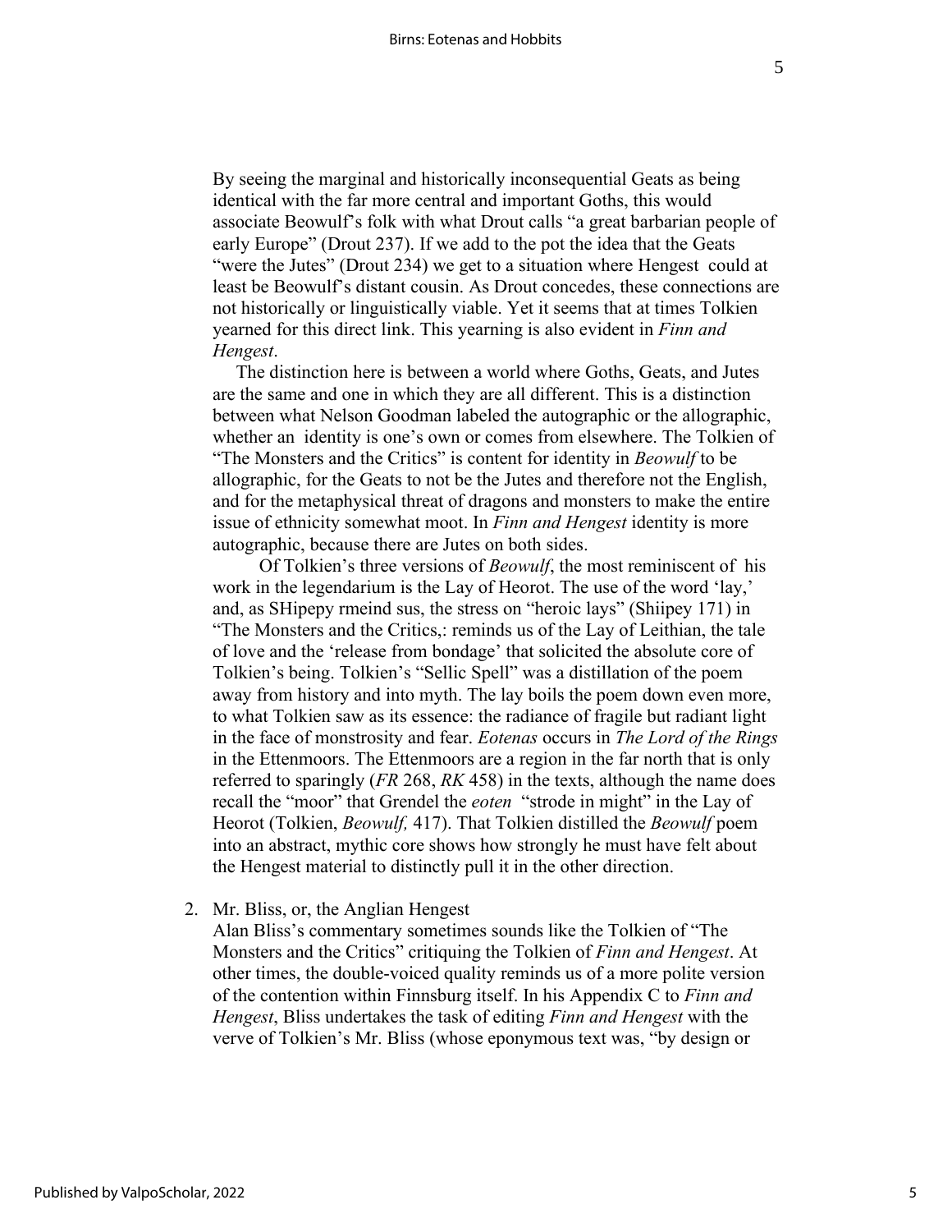By seeing the marginal and historically inconsequential Geats as being identical with the far more central and important Goths, this would associate Beowulf's folk with what Drout calls "a great barbarian people of early Europe" (Drout 237). If we add to the pot the idea that the Geats "were the Jutes" (Drout 234) we get to a situation where Hengest could at least be Beowulf's distant cousin. As Drout concedes, these connections are not historically or linguistically viable. Yet it seems that at times Tolkien yearned for this direct link. This yearning is also evident in *Finn and Hengest*.

The distinction here is between a world where Goths, Geats, and Jutes are the same and one in which they are all different. This is a distinction between what Nelson Goodman labeled the autographic or the allographic, whether an identity is one's own or comes from elsewhere. The Tolkien of "The Monsters and the Critics" is content for identity in *Beowulf* to be allographic, for the Geats to not be the Jutes and therefore not the English, and for the metaphysical threat of dragons and monsters to make the entire issue of ethnicity somewhat moot. In *Finn and Hengest* identity is more autographic, because there are Jutes on both sides.

Of Tolkien's three versions of *Beowulf*, the most reminiscent of his work in the legendarium is the Lay of Heorot. The use of the word 'lay,' and, as SHipepy rmeind sus, the stress on "heroic lays" (Shiipey 171) in "The Monsters and the Critics,: reminds us of the Lay of Leithian, the tale of love and the 'release from bondage' that solicited the absolute core of Tolkien's being. Tolkien's "Sellic Spell" was a distillation of the poem away from history and into myth. The lay boils the poem down even more, to what Tolkien saw as its essence: the radiance of fragile but radiant light in the face of monstrosity and fear. *Eotenas* occurs in *The Lord of the Rings* in the Ettenmoors. The Ettenmoors are a region in the far north that is only referred to sparingly (*FR* 268, *RK* 458) in the texts, although the name does recall the "moor" that Grendel the *eoten* "strode in might" in the Lay of Heorot (Tolkien, *Beowulf,* 417). That Tolkien distilled the *Beowulf* poem into an abstract, mythic core shows how strongly he must have felt about the Hengest material to distinctly pull it in the other direction.

## 2. Mr. Bliss, or, the Anglian Hengest

Alan Bliss's commentary sometimes sounds like the Tolkien of "The Monsters and the Critics" critiquing the Tolkien of *Finn and Hengest*. At other times, the double-voiced quality reminds us of a more polite version of the contention within Finnsburg itself. In his Appendix C to *Finn and Hengest*, Bliss undertakes the task of editing *Finn and Hengest* with the verve of Tolkien's Mr. Bliss (whose eponymous text was, "by design or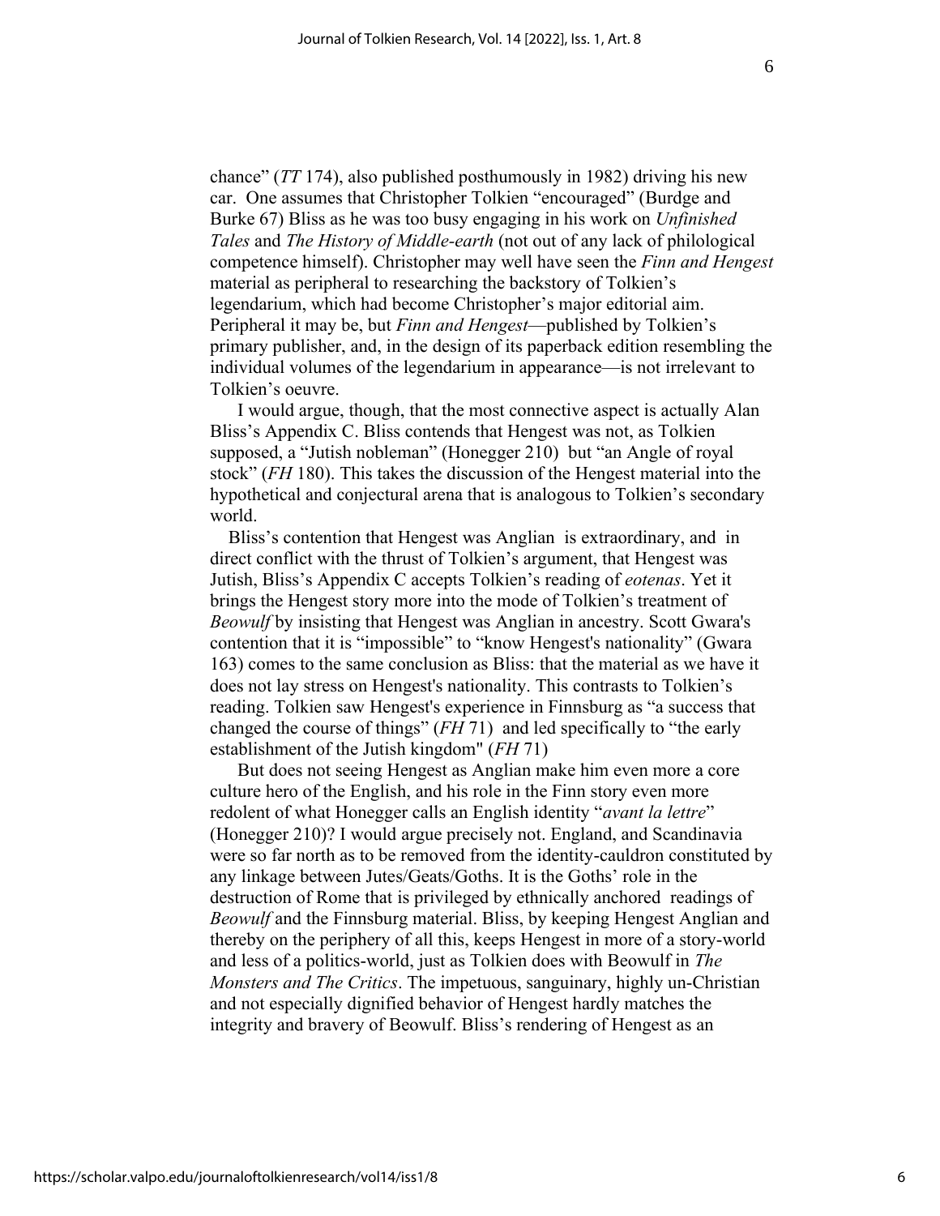chance" (*TT* 174), also published posthumously in 1982) driving his new car. One assumes that Christopher Tolkien "encouraged" (Burdge and Burke 67) Bliss as he was too busy engaging in his work on *Unfinished Tales* and *The History of Middle-earth* (not out of any lack of philological competence himself). Christopher may well have seen the *Finn and Hengest* material as peripheral to researching the backstory of Tolkien's legendarium, which had become Christopher's major editorial aim. Peripheral it may be, but *Finn and Hengest*—published by Tolkien's primary publisher, and, in the design of its paperback edition resembling the individual volumes of the legendarium in appearance—is not irrelevant to Tolkien's oeuvre.

I would argue, though, that the most connective aspect is actually Alan Bliss's Appendix C. Bliss contends that Hengest was not, as Tolkien supposed, a "Jutish nobleman" (Honegger 210) but "an Angle of royal stock" (*FH* 180). This takes the discussion of the Hengest material into the hypothetical and conjectural arena that is analogous to Tolkien's secondary world.

Bliss's contention that Hengest was Anglian is extraordinary, and in direct conflict with the thrust of Tolkien's argument, that Hengest was Jutish, Bliss's Appendix C accepts Tolkien's reading of *eotenas*. Yet it brings the Hengest story more into the mode of Tolkien's treatment of *Beowulf* by insisting that Hengest was Anglian in ancestry. Scott Gwara's contention that it is "impossible" to "know Hengest's nationality" (Gwara 163) comes to the same conclusion as Bliss: that the material as we have it does not lay stress on Hengest's nationality. This contrasts to Tolkien's reading. Tolkien saw Hengest's experience in Finnsburg as "a success that changed the course of things" (*FH* 71) and led specifically to "the early establishment of the Jutish kingdom" (*FH* 71)

But does not seeing Hengest as Anglian make him even more a core culture hero of the English, and his role in the Finn story even more redolent of what Honegger calls an English identity "*avant la lettre*" (Honegger 210)? I would argue precisely not. England, and Scandinavia were so far north as to be removed from the identity-cauldron constituted by any linkage between Jutes/Geats/Goths. It is the Goths' role in the destruction of Rome that is privileged by ethnically anchored readings of *Beowulf* and the Finnsburg material. Bliss, by keeping Hengest Anglian and thereby on the periphery of all this, keeps Hengest in more of a story-world and less of a politics-world, just as Tolkien does with Beowulf in *The Monsters and The Critics*. The impetuous, sanguinary, highly un-Christian and not especially dignified behavior of Hengest hardly matches the integrity and bravery of Beowulf. Bliss's rendering of Hengest as an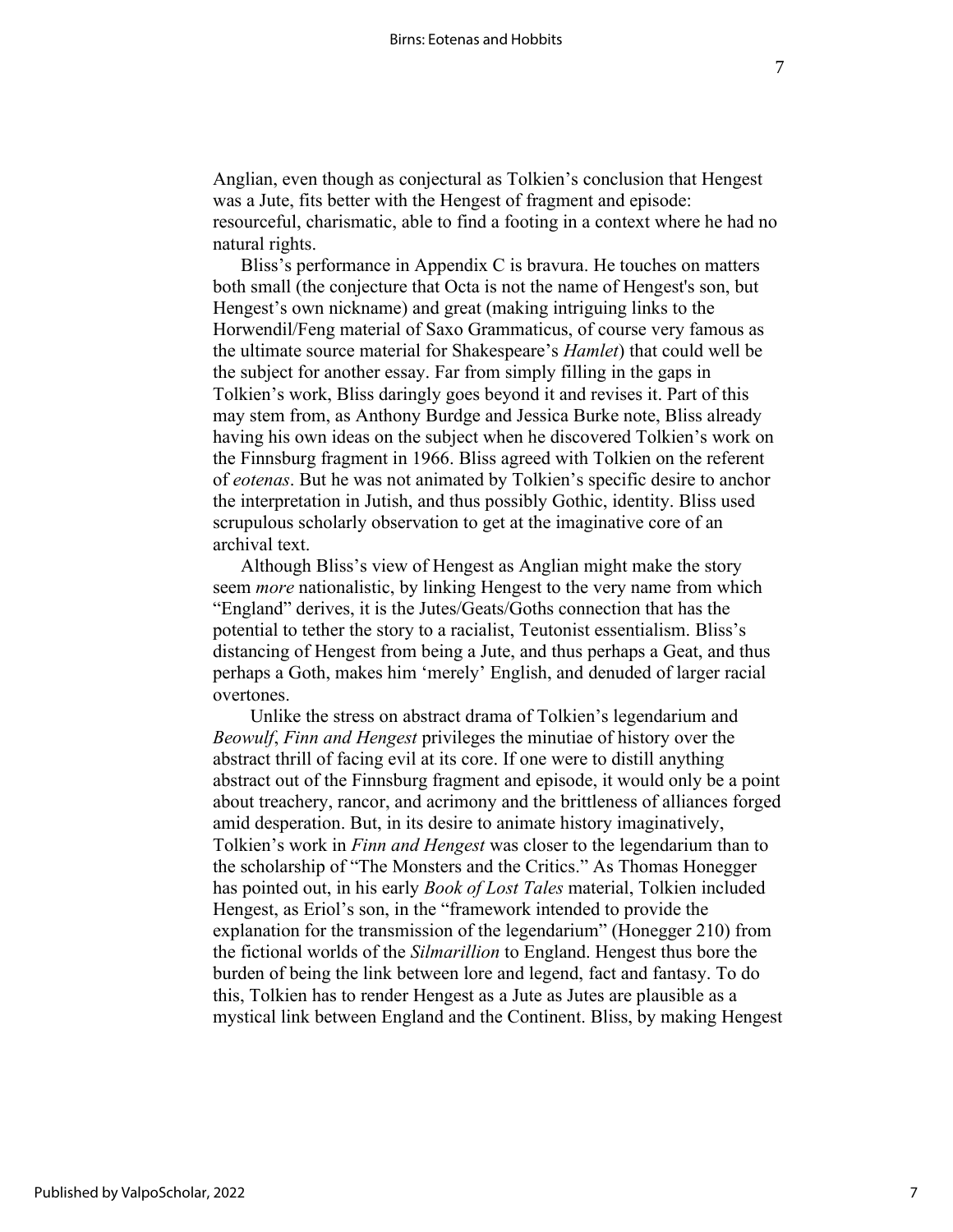Anglian, even though as conjectural as Tolkien's conclusion that Hengest was a Jute, fits better with the Hengest of fragment and episode: resourceful, charismatic, able to find a footing in a context where he had no natural rights.

Bliss's performance in Appendix C is bravura. He touches on matters both small (the conjecture that Octa is not the name of Hengest's son, but Hengest's own nickname) and great (making intriguing links to the Horwendil/Feng material of Saxo Grammaticus, of course very famous as the ultimate source material for Shakespeare's *Hamlet*) that could well be the subject for another essay. Far from simply filling in the gaps in Tolkien's work, Bliss daringly goes beyond it and revises it. Part of this may stem from, as Anthony Burdge and Jessica Burke note, Bliss already having his own ideas on the subject when he discovered Tolkien's work on the Finnsburg fragment in 1966. Bliss agreed with Tolkien on the referent of *eotenas*. But he was not animated by Tolkien's specific desire to anchor the interpretation in Jutish, and thus possibly Gothic, identity. Bliss used scrupulous scholarly observation to get at the imaginative core of an archival text.

Although Bliss's view of Hengest as Anglian might make the story seem *more* nationalistic, by linking Hengest to the very name from which "England" derives, it is the Jutes/Geats/Goths connection that has the potential to tether the story to a racialist, Teutonist essentialism. Bliss's distancing of Hengest from being a Jute, and thus perhaps a Geat, and thus perhaps a Goth, makes him 'merely' English, and denuded of larger racial overtones.

Unlike the stress on abstract drama of Tolkien's legendarium and *Beowulf*, *Finn and Hengest* privileges the minutiae of history over the abstract thrill of facing evil at its core. If one were to distill anything abstract out of the Finnsburg fragment and episode, it would only be a point about treachery, rancor, and acrimony and the brittleness of alliances forged amid desperation. But, in its desire to animate history imaginatively, Tolkien's work in *Finn and Hengest* was closer to the legendarium than to the scholarship of "The Monsters and the Critics." As Thomas Honegger has pointed out, in his early *Book of Lost Tales* material, Tolkien included Hengest, as Eriol's son, in the "framework intended to provide the explanation for the transmission of the legendarium" (Honegger 210) from the fictional worlds of the *Silmarillion* to England. Hengest thus bore the burden of being the link between lore and legend, fact and fantasy. To do this, Tolkien has to render Hengest as a Jute as Jutes are plausible as a mystical link between England and the Continent. Bliss, by making Hengest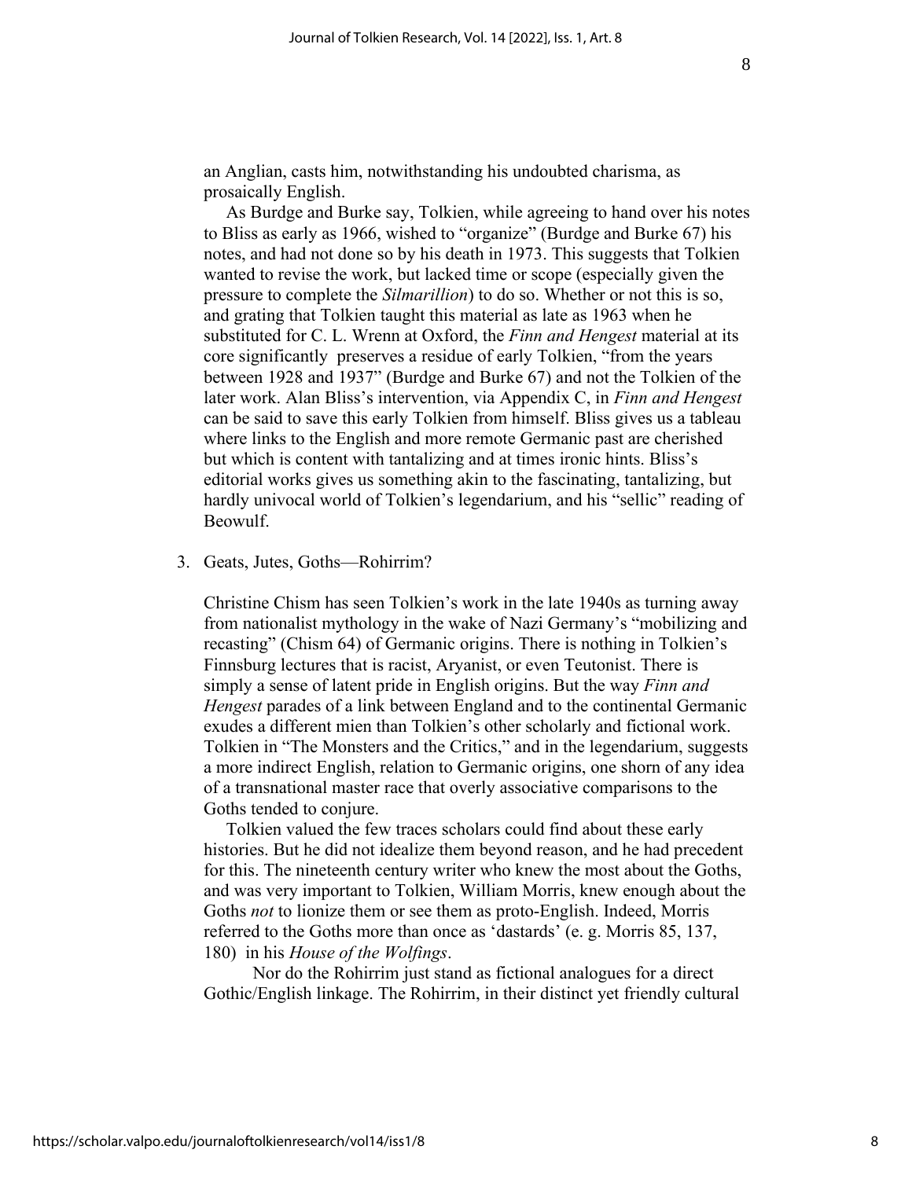an Anglian, casts him, notwithstanding his undoubted charisma, as prosaically English.

As Burdge and Burke say, Tolkien, while agreeing to hand over his notes to Bliss as early as 1966, wished to "organize" (Burdge and Burke 67) his notes, and had not done so by his death in 1973. This suggests that Tolkien wanted to revise the work, but lacked time or scope (especially given the pressure to complete the *Silmarillion*) to do so. Whether or not this is so, and grating that Tolkien taught this material as late as 1963 when he substituted for C. L. Wrenn at Oxford, the *Finn and Hengest* material at its core significantly preserves a residue of early Tolkien, "from the years between 1928 and 1937" (Burdge and Burke 67) and not the Tolkien of the later work. Alan Bliss's intervention, via Appendix C, in *Finn and Hengest* can be said to save this early Tolkien from himself. Bliss gives us a tableau where links to the English and more remote Germanic past are cherished but which is content with tantalizing and at times ironic hints. Bliss's editorial works gives us something akin to the fascinating, tantalizing, but hardly univocal world of Tolkien's legendarium, and his "sellic" reading of Beowulf.

## 3. Geats, Jutes, Goths—Rohirrim?

Christine Chism has seen Tolkien's work in the late 1940s as turning away from nationalist mythology in the wake of Nazi Germany's "mobilizing and recasting" (Chism 64) of Germanic origins. There is nothing in Tolkien's Finnsburg lectures that is racist, Aryanist, or even Teutonist. There is simply a sense of latent pride in English origins. But the way *Finn and Hengest* parades of a link between England and to the continental Germanic exudes a different mien than Tolkien's other scholarly and fictional work. Tolkien in "The Monsters and the Critics," and in the legendarium, suggests a more indirect English, relation to Germanic origins, one shorn of any idea of a transnational master race that overly associative comparisons to the Goths tended to conjure.

Tolkien valued the few traces scholars could find about these early histories. But he did not idealize them beyond reason, and he had precedent for this. The nineteenth century writer who knew the most about the Goths, and was very important to Tolkien, William Morris, knew enough about the Goths *not* to lionize them or see them as proto-English. Indeed, Morris referred to the Goths more than once as 'dastards' (e. g. Morris 85, 137, 180) in his *House of the Wolfings*.

Nor do the Rohirrim just stand as fictional analogues for a direct Gothic/English linkage. The Rohirrim, in their distinct yet friendly cultural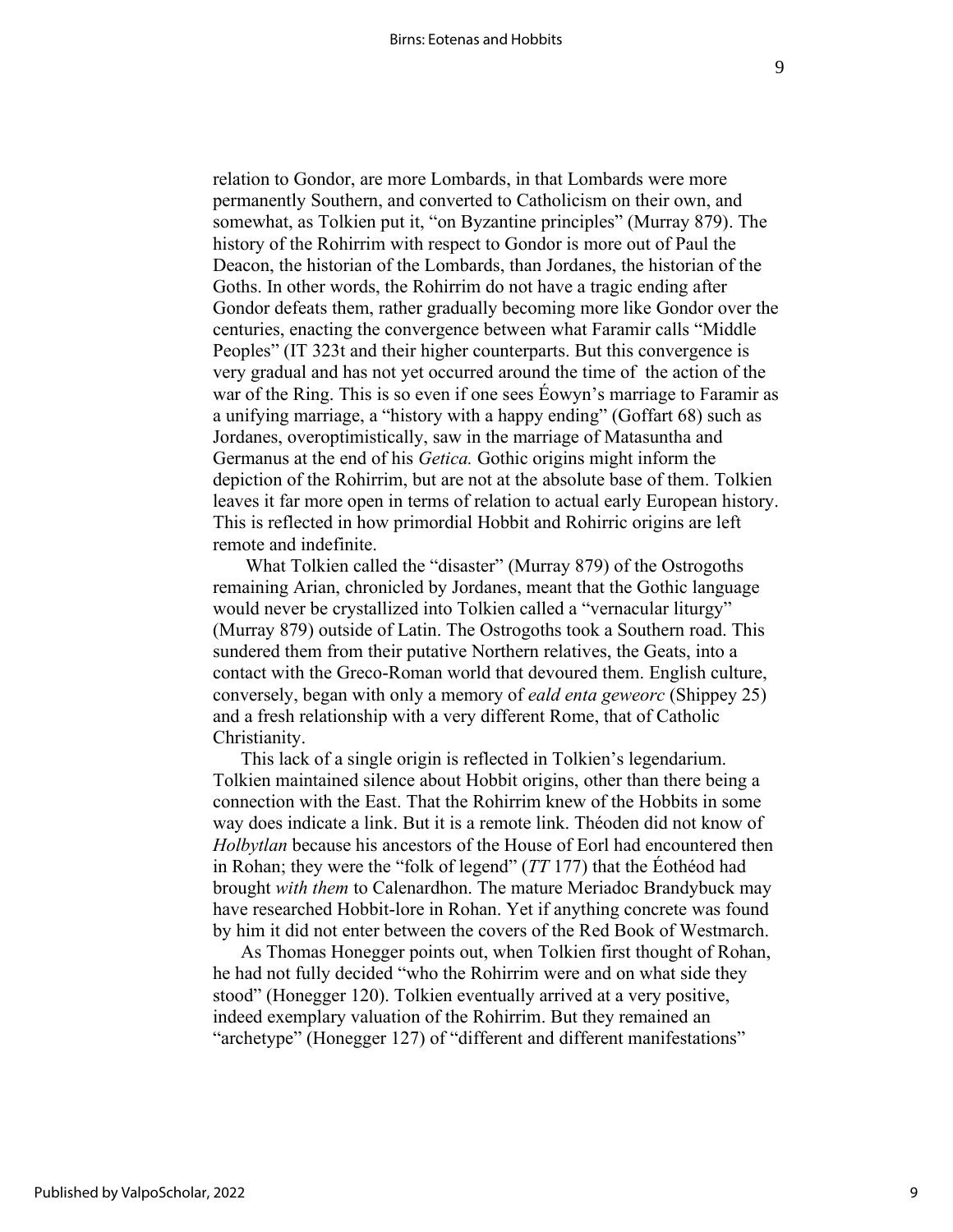relation to Gondor, are more Lombards, in that Lombards were more permanently Southern, and converted to Catholicism on their own, and somewhat, as Tolkien put it, "on Byzantine principles" (Murray 879). The history of the Rohirrim with respect to Gondor is more out of Paul the Deacon, the historian of the Lombards, than Jordanes, the historian of the Goths. In other words, the Rohirrim do not have a tragic ending after Gondor defeats them, rather gradually becoming more like Gondor over the centuries, enacting the convergence between what Faramir calls "Middle Peoples" (IT 323t and their higher counterparts. But this convergence is very gradual and has not yet occurred around the time of the action of the war of the Ring. This is so even if one sees Éowyn's marriage to Faramir as a unifying marriage, a "history with a happy ending" (Goffart 68) such as Jordanes, overoptimistically, saw in the marriage of Matasuntha and Germanus at the end of his *Getica.* Gothic origins might inform the depiction of the Rohirrim, but are not at the absolute base of them. Tolkien leaves it far more open in terms of relation to actual early European history. This is reflected in how primordial Hobbit and Rohirric origins are left remote and indefinite.

What Tolkien called the "disaster" (Murray 879) of the Ostrogoths remaining Arian, chronicled by Jordanes, meant that the Gothic language would never be crystallized into Tolkien called a "vernacular liturgy" (Murray 879) outside of Latin. The Ostrogoths took a Southern road. This sundered them from their putative Northern relatives, the Geats, into a contact with the Greco-Roman world that devoured them. English culture, conversely, began with only a memory of *eald enta geweorc* (Shippey 25) and a fresh relationship with a very different Rome, that of Catholic Christianity.

This lack of a single origin is reflected in Tolkien's legendarium. Tolkien maintained silence about Hobbit origins, other than there being a connection with the East. That the Rohirrim knew of the Hobbits in some way does indicate a link. But it is a remote link. Théoden did not know of *Holbytlan* because his ancestors of the House of Eorl had encountered then in Rohan; they were the "folk of legend" (*TT* 177) that the Éothéod had brought *with them* to Calenardhon. The mature Meriadoc Brandybuck may have researched Hobbit-lore in Rohan. Yet if anything concrete was found by him it did not enter between the covers of the Red Book of Westmarch.

As Thomas Honegger points out, when Tolkien first thought of Rohan, he had not fully decided "who the Rohirrim were and on what side they stood" (Honegger 120). Tolkien eventually arrived at a very positive, indeed exemplary valuation of the Rohirrim. But they remained an "archetype" (Honegger 127) of "different and different manifestations"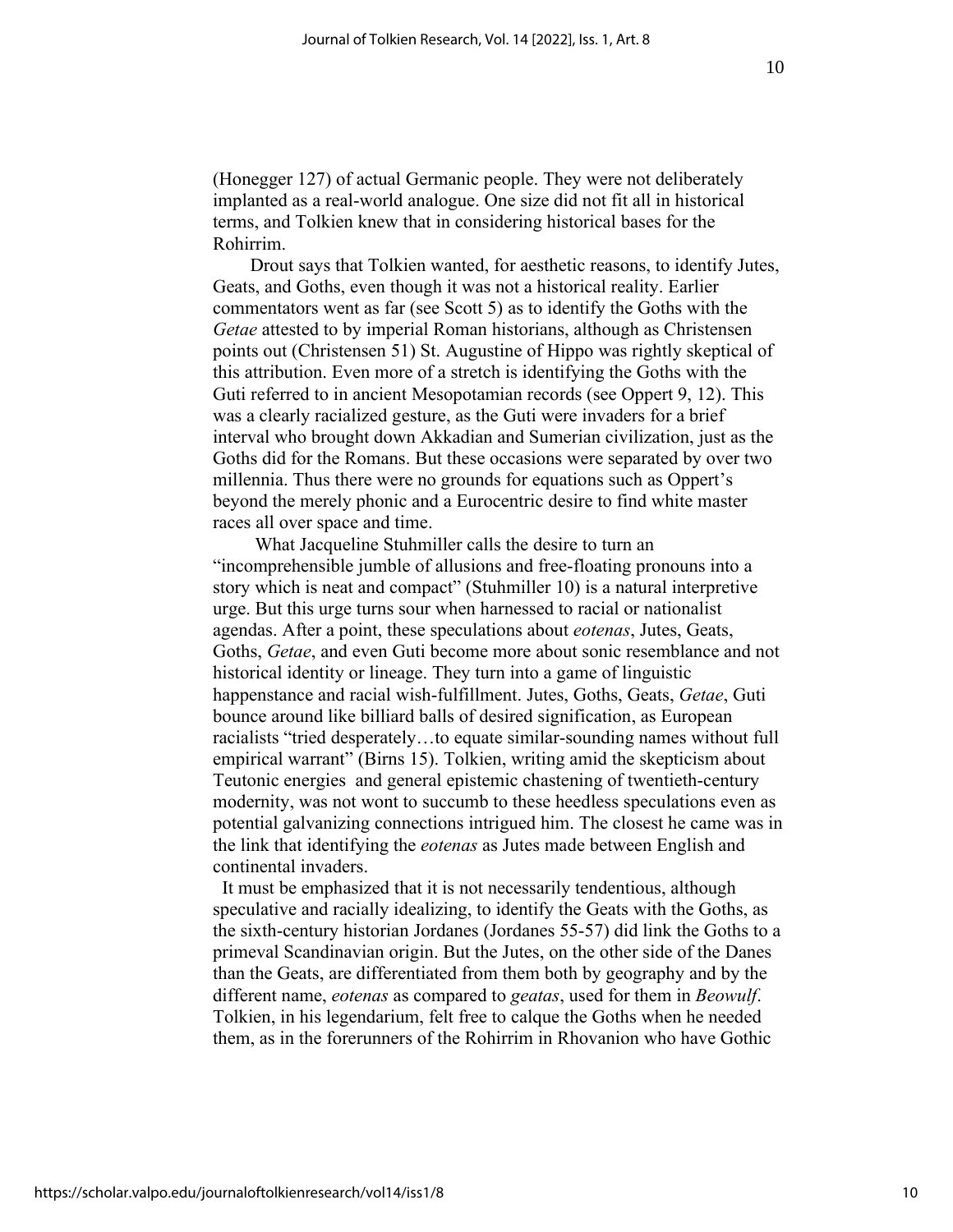(Honegger 127) of actual Germanic people. They were not deliberately implanted as a real-world analogue. One size did not fit all in historical terms, and Tolkien knew that in considering historical bases for the Rohirrim.

Drout says that Tolkien wanted, for aesthetic reasons, to identify Jutes, Geats, and Goths, even though it was not a historical reality. Earlier commentators went as far (see Scott 5) as to identify the Goths with the *Getae* attested to by imperial Roman historians, although as Christensen points out (Christensen 51) St. Augustine of Hippo was rightly skeptical of this attribution. Even more of a stretch is identifying the Goths with the Guti referred to in ancient Mesopotamian records (see Oppert 9, 12). This was a clearly racialized gesture, as the Guti were invaders for a brief interval who brought down Akkadian and Sumerian civilization, just as the Goths did for the Romans. But these occasions were separated by over two millennia. Thus there were no grounds for equations such as Oppert's beyond the merely phonic and a Eurocentric desire to find white master races all over space and time.

What Jacqueline Stuhmiller calls the desire to turn an "incomprehensible jumble of allusions and free-floating pronouns into a story which is neat and compact" (Stuhmiller 10) is a natural interpretive urge. But this urge turns sour when harnessed to racial or nationalist agendas. After a point, these speculations about *eotenas*, Jutes, Geats, Goths, *Getae*, and even Guti become more about sonic resemblance and not historical identity or lineage. They turn into a game of linguistic happenstance and racial wish-fulfillment. Jutes, Goths, Geats, *Getae*, Guti bounce around like billiard balls of desired signification, as European racialists "tried desperately…to equate similar-sounding names without full empirical warrant" (Birns 15). Tolkien, writing amid the skepticism about Teutonic energies and general epistemic chastening of twentieth-century modernity, was not wont to succumb to these heedless speculations even as potential galvanizing connections intrigued him. The closest he came was in the link that identifying the *eotenas* as Jutes made between English and continental invaders.

It must be emphasized that it is not necessarily tendentious, although speculative and racially idealizing, to identify the Geats with the Goths, as the sixth-century historian Jordanes (Jordanes 55-57) did link the Goths to a primeval Scandinavian origin. But the Jutes, on the other side of the Danes than the Geats, are differentiated from them both by geography and by the different name, *eotenas* as compared to *geatas*, used for them in *Beowulf*. Tolkien, in his legendarium, felt free to calque the Goths when he needed them, as in the forerunners of the Rohirrim in Rhovanion who have Gothic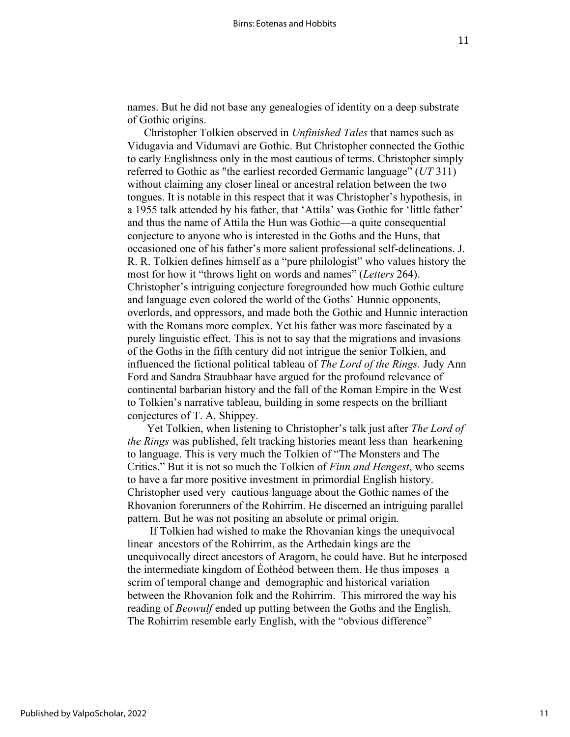names. But he did not base any genealogies of identity on a deep substrate of Gothic origins.

Christopher Tolkien observed in *Unfinished Tales* that names such as Vidugavia and Vidumavi are Gothic. But Christopher connected the Gothic to early Englishness only in the most cautious of terms. Christopher simply referred to Gothic as "the earliest recorded Germanic language" (*UT* 311) without claiming any closer lineal or ancestral relation between the two tongues. It is notable in this respect that it was Christopher's hypothesis, in a 1955 talk attended by his father, that 'Attila' was Gothic for 'little father' and thus the name of Attila the Hun was Gothic—a quite consequential conjecture to anyone who is interested in the Goths and the Huns, that occasioned one of his father's more salient professional self-delineations. J. R. R. Tolkien defines himself as a "pure philologist" who values history the most for how it "throws light on words and names" (*Letters* 264). Christopher's intriguing conjecture foregrounded how much Gothic culture and language even colored the world of the Goths' Hunnic opponents, overlords, and oppressors, and made both the Gothic and Hunnic interaction with the Romans more complex. Yet his father was more fascinated by a purely linguistic effect. This is not to say that the migrations and invasions of the Goths in the fifth century did not intrigue the senior Tolkien, and influenced the fictional political tableau of *The Lord of the Rings.* Judy Ann Ford and Sandra Straubhaar have argued for the profound relevance of continental barbarian history and the fall of the Roman Empire in the West to Tolkien's narrative tableau, building in some respects on the brilliant conjectures of T. A. Shippey.

Yet Tolkien, when listening to Christopher's talk just after *The Lord of the Rings* was published, felt tracking histories meant less than hearkening to language. This is very much the Tolkien of "The Monsters and The Critics." But it is not so much the Tolkien of *Finn and Hengest*, who seems to have a far more positive investment in primordial English history. Christopher used very cautious language about the Gothic names of the Rhovanion forerunners of the Rohirrim. He discerned an intriguing parallel pattern. But he was not positing an absolute or primal origin.

If Tolkien had wished to make the Rhovanian kings the unequivocal linear ancestors of the Rohirrim, as the Arthedain kings are the unequivocally direct ancestors of Aragorn, he could have. But he interposed the intermediate kingdom of Éothéod between them. He thus imposes a scrim of temporal change and demographic and historical variation between the Rhovanion folk and the Rohirrim. This mirrored the way his reading of *Beowulf* ended up putting between the Goths and the English. The Rohirrim resemble early English, with the "obvious difference"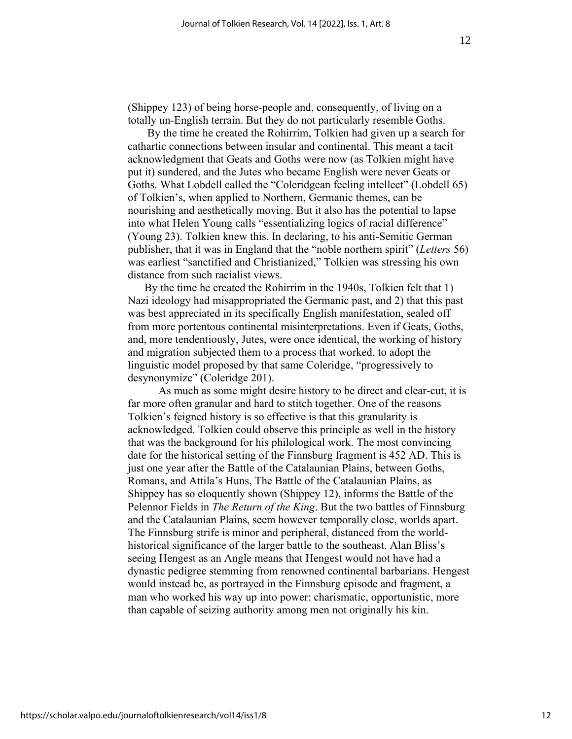(Shippey 123) of being horse-people and, consequently, of living on a totally un-English terrain. But they do not particularly resemble Goths.

By the time he created the Rohirrim, Tolkien had given up a search for cathartic connections between insular and continental. This meant a tacit acknowledgment that Geats and Goths were now (as Tolkien might have put it) sundered, and the Jutes who became English were never Geats or Goths. What Lobdell called the "Coleridgean feeling intellect" (Lobdell 65) of Tolkien's, when applied to Northern, Germanic themes, can be nourishing and aesthetically moving. But it also has the potential to lapse into what Helen Young calls "essentializing logics of racial difference" (Young 23). Tolkien knew this. In declaring, to his anti-Semitic German publisher, that it was in England that the "noble northern spirit" (*Letters* 56) was earliest "sanctified and Christianized," Tolkien was stressing his own distance from such racialist views.

By the time he created the Rohirrim in the 1940s, Tolkien felt that 1) Nazi ideology had misappropriated the Germanic past, and 2) that this past was best appreciated in its specifically English manifestation, sealed off from more portentous continental misinterpretations. Even if Geats, Goths, and, more tendentiously, Jutes, were once identical, the working of history and migration subjected them to a process that worked, to adopt the linguistic model proposed by that same Coleridge, "progressively to desynonymize" (Coleridge 201).

As much as some might desire history to be direct and clear-cut, it is far more often granular and hard to stitch together. One of the reasons Tolkien's feigned history is so effective is that this granularity is acknowledged. Tolkien could observe this principle as well in the history that was the background for his philological work. The most convincing date for the historical setting of the Finnsburg fragment is 452 AD. This is just one year after the Battle of the Catalaunian Plains, between Goths, Romans, and Attila's Huns, The Battle of the Catalaunian Plains, as Shippey has so eloquently shown (Shippey 12), informs the Battle of the Pelennor Fields in *The Return of the King*. But the two battles of Finnsburg and the Catalaunian Plains, seem however temporally close, worlds apart. The Finnsburg strife is minor and peripheral, distanced from the world-historical significance of the larger battle to the southeast. Alan Bliss's seeing Hengest as an Angle means that Hengest would not have had a dynastic pedigree stemming from renowned continental barbarians. Hengest would instead be, as portrayed in the Finnsburg episode and fragment, a man who worked his way up into power: charismatic, opportunistic, more than capable of seizing authority among men not originally his kin.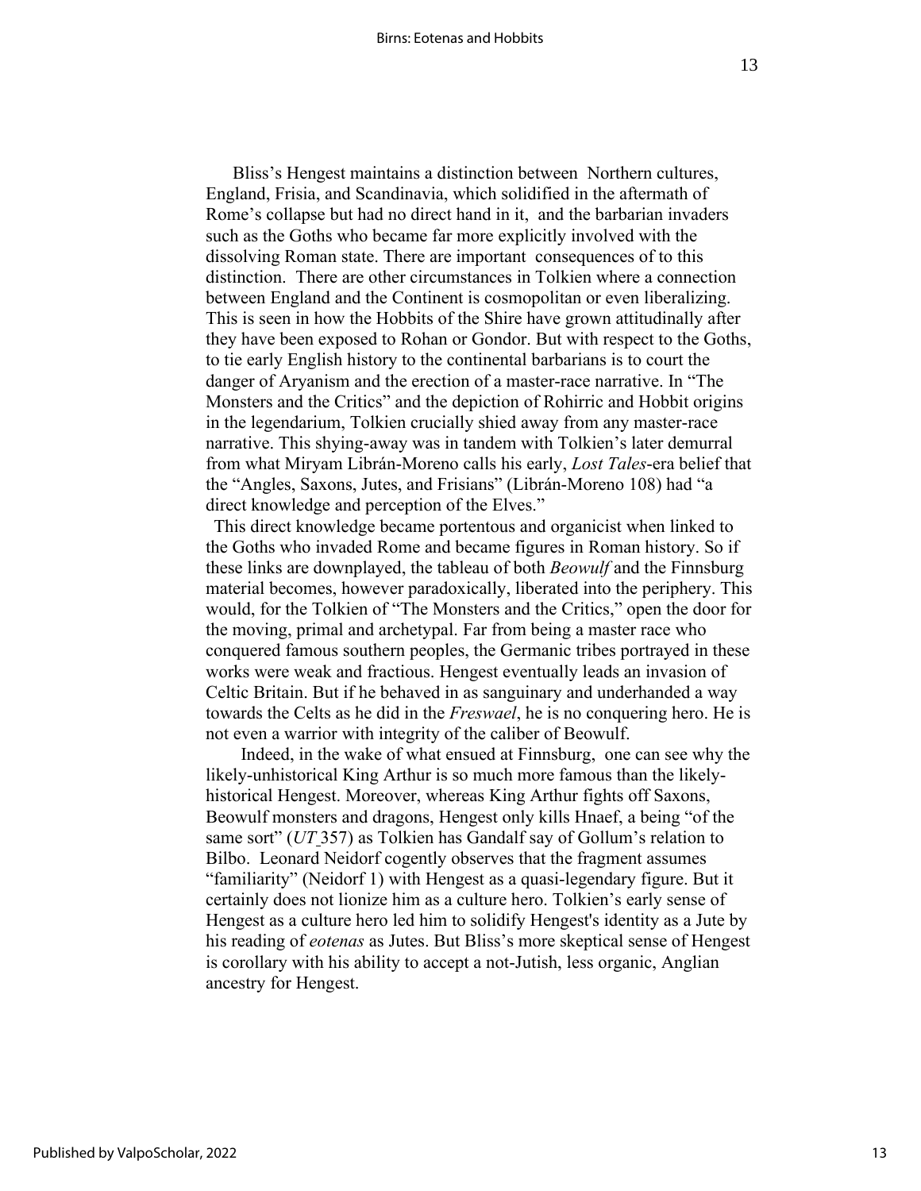Bliss's Hengest maintains a distinction between Northern cultures, England, Frisia, and Scandinavia, which solidified in the aftermath of Rome's collapse but had no direct hand in it, and the barbarian invaders such as the Goths who became far more explicitly involved with the dissolving Roman state. There are important consequences of to this distinction. There are other circumstances in Tolkien where a connection between England and the Continent is cosmopolitan or even liberalizing. This is seen in how the Hobbits of the Shire have grown attitudinally after they have been exposed to Rohan or Gondor. But with respect to the Goths, to tie early English history to the continental barbarians is to court the danger of Aryanism and the erection of a master-race narrative. In "The Monsters and the Critics" and the depiction of Rohirric and Hobbit origins in the legendarium, Tolkien crucially shied away from any master-race narrative. This shying-away was in tandem with Tolkien's later demurral from what Miryam Librán-Moreno calls his early, *Lost Tales*-era belief that the "Angles, Saxons, Jutes, and Frisians" (Librán-Moreno 108) had "a direct knowledge and perception of the Elves."

This direct knowledge became portentous and organicist when linked to the Goths who invaded Rome and became figures in Roman history. So if these links are downplayed, the tableau of both *Beowulf* and the Finnsburg material becomes, however paradoxically, liberated into the periphery. This would, for the Tolkien of "The Monsters and the Critics," open the door for the moving, primal and archetypal. Far from being a master race who conquered famous southern peoples, the Germanic tribes portrayed in these works were weak and fractious. Hengest eventually leads an invasion of Celtic Britain. But if he behaved in as sanguinary and underhanded a way towards the Celts as he did in the *Freswael*, he is no conquering hero. He is not even a warrior with integrity of the caliber of Beowulf.

Indeed, in the wake of what ensued at Finnsburg, one can see why the likely-unhistorical King Arthur is so much more famous than the likely-historical Hengest. Moreover, whereas King Arthur fights off Saxons, Beowulf monsters and dragons, Hengest only kills Hnaef, a being "of the same sort" (*UT* 357) as Tolkien has Gandalf say of Gollum's relation to Bilbo. Leonard Neidorf cogently observes that the fragment assumes "familiarity" (Neidorf 1) with Hengest as a quasi-legendary figure. But it certainly does not lionize him as a culture hero. Tolkien's early sense of Hengest as a culture hero led him to solidify Hengest's identity as a Jute by his reading of *eotenas* as Jutes. But Bliss's more skeptical sense of Hengest is corollary with his ability to accept a not-Jutish, less organic, Anglian ancestry for Hengest.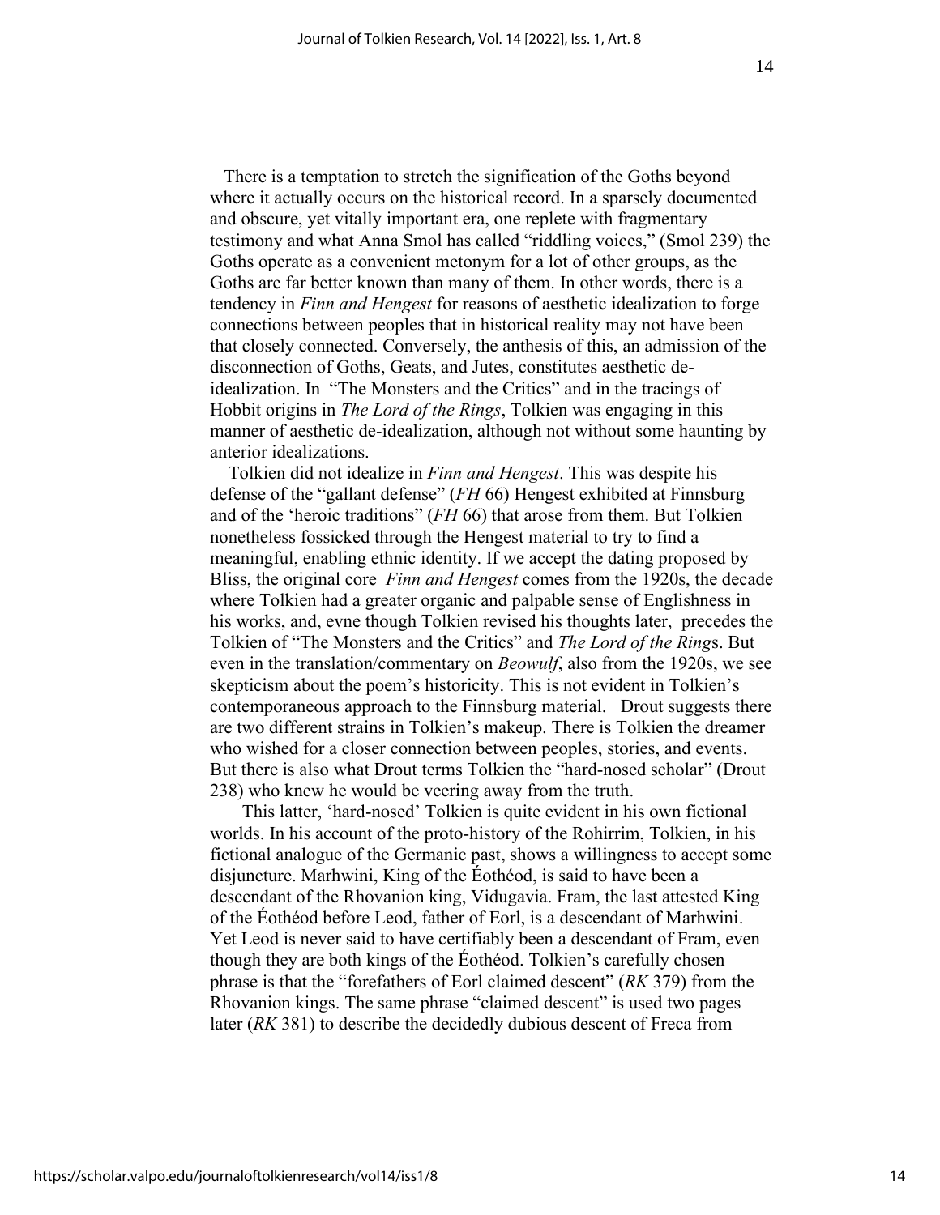There is a temptation to stretch the signification of the Goths beyond where it actually occurs on the historical record. In a sparsely documented and obscure, yet vitally important era, one replete with fragmentary testimony and what Anna Smol has called "riddling voices," (Smol 239) the Goths operate as a convenient metonym for a lot of other groups, as the Goths are far better known than many of them. In other words, there is a tendency in *Finn and Hengest* for reasons of aesthetic idealization to forge connections between peoples that in historical reality may not have been that closely connected. Conversely, the anthesis of this, an admission of the disconnection of Goths, Geats, and Jutes, constitutes aesthetic de-idealization. In "The Monsters and the Critics" and in the tracings of Hobbit origins in *The Lord of the Rings*, Tolkien was engaging in this manner of aesthetic de-idealization, although not without some haunting by anterior idealizations.

Tolkien did not idealize in *Finn and Hengest*. This was despite his defense of the "gallant defense" (*FH* 66) Hengest exhibited at Finnsburg and of the 'heroic traditions" (*FH* 66) that arose from them. But Tolkien nonetheless fossicked through the Hengest material to try to find a meaningful, enabling ethnic identity. If we accept the dating proposed by Bliss, the original core *Finn and Hengest* comes from the 1920s, the decade where Tolkien had a greater organic and palpable sense of Englishness in his works, and, evne though Tolkien revised his thoughts later, precedes the Tolkien of "The Monsters and the Critics" and *The Lord of the Ring*s. But even in the translation/commentary on *Beowulf*, also from the 1920s, we see skepticism about the poem's historicity. This is not evident in Tolkien's contemporaneous approach to the Finnsburg material. Drout suggests there are two different strains in Tolkien's makeup. There is Tolkien the dreamer who wished for a closer connection between peoples, stories, and events. But there is also what Drout terms Tolkien the "hard-nosed scholar" (Drout 238) who knew he would be veering away from the truth.

This latter, 'hard-nosed' Tolkien is quite evident in his own fictional worlds. In his account of the proto-history of the Rohirrim, Tolkien, in his fictional analogue of the Germanic past, shows a willingness to accept some disjuncture. Marhwini, King of the Éothéod, is said to have been a descendant of the Rhovanion king, Vidugavia. Fram, the last attested King of the Éothéod before Leod, father of Eorl, is a descendant of Marhwini. Yet Leod is never said to have certifiably been a descendant of Fram, even though they are both kings of the Éothéod. Tolkien's carefully chosen phrase is that the "forefathers of Eorl claimed descent" (*RK* 379) from the Rhovanion kings. The same phrase "claimed descent" is used two pages later (*RK* 381) to describe the decidedly dubious descent of Freca from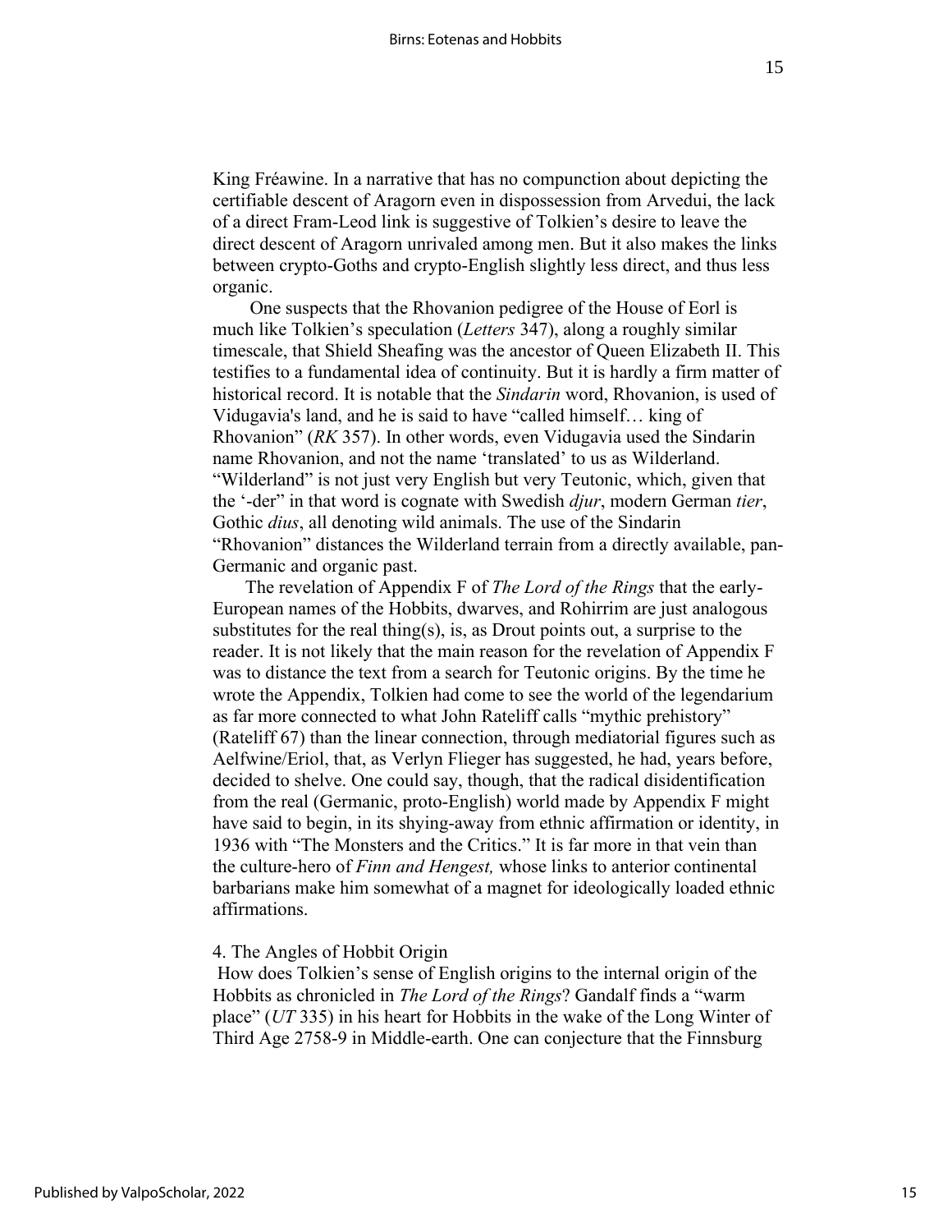King Fréawine. In a narrative that has no compunction about depicting the certifiable descent of Aragorn even in dispossession from Arvedui, the lack of a direct Fram-Leod link is suggestive of Tolkien's desire to leave the direct descent of Aragorn unrivaled among men. But it also makes the links between crypto-Goths and crypto-English slightly less direct, and thus less organic.

One suspects that the Rhovanion pedigree of the House of Eorl is much like Tolkien's speculation (*Letters* 347), along a roughly similar timescale, that Shield Sheafing was the ancestor of Queen Elizabeth II. This testifies to a fundamental idea of continuity. But it is hardly a firm matter of historical record. It is notable that the *Sindarin* word, Rhovanion, is used of Vidugavia's land, and he is said to have "called himself… king of Rhovanion" (*RK* 357). In other words, even Vidugavia used the Sindarin name Rhovanion, and not the name 'translated' to us as Wilderland. "Wilderland" is not just very English but very Teutonic, which, given that the '-der" in that word is cognate with Swedish *djur*, modern German *tier*, Gothic *dius*, all denoting wild animals. The use of the Sindarin "Rhovanion" distances the Wilderland terrain from a directly available, pan-Germanic and organic past.

The revelation of Appendix F of *The Lord of the Rings* that the early-European names of the Hobbits, dwarves, and Rohirrim are just analogous substitutes for the real thing(s), is, as Drout points out, a surprise to the reader. It is not likely that the main reason for the revelation of Appendix F was to distance the text from a search for Teutonic origins. By the time he wrote the Appendix, Tolkien had come to see the world of the legendarium as far more connected to what John Rateliff calls "mythic prehistory" (Rateliff 67) than the linear connection, through mediatorial figures such as Aelfwine/Eriol, that, as Verlyn Flieger has suggested, he had, years before, decided to shelve. One could say, though, that the radical disidentification from the real (Germanic, proto-English) world made by Appendix F might have said to begin, in its shying-away from ethnic affirmation or identity, in 1936 with "The Monsters and the Critics." It is far more in that vein than the culture-hero of *Finn and Hengest,* whose links to anterior continental barbarians make him somewhat of a magnet for ideologically loaded ethnic affirmations.

## 4. The Angles of Hobbit Origin

How does Tolkien's sense of English origins to the internal origin of the Hobbits as chronicled in *The Lord of the Rings*? Gandalf finds a "warm place" (*UT* 335) in his heart for Hobbits in the wake of the Long Winter of Third Age 2758-9 in Middle-earth. One can conjecture that the Finnsburg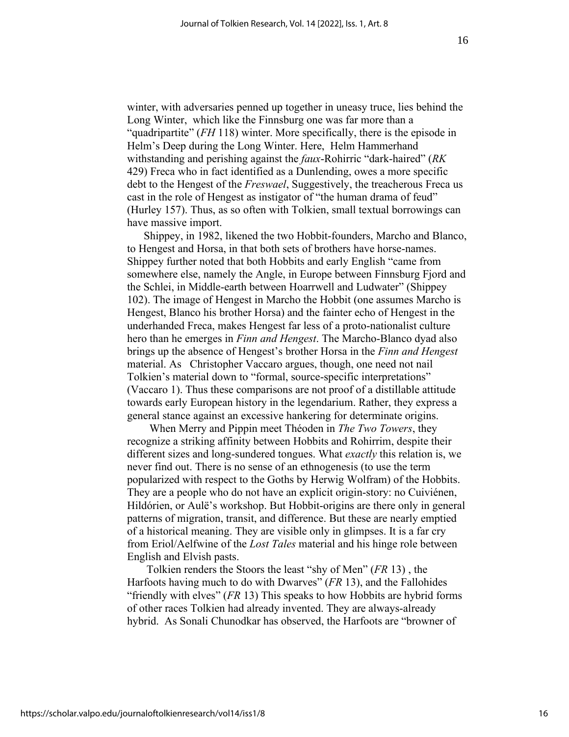winter, with adversaries penned up together in uneasy truce, lies behind the Long Winter, which like the Finnsburg one was far more than a "quadripartite" (*FH* 118) winter. More specifically, there is the episode in Helm's Deep during the Long Winter. Here, Helm Hammerhand withstanding and perishing against the *faux*-Rohirric "dark-haired" (*RK* 429) Freca who in fact identified as a Dunlending, owes a more specific debt to the Hengest of the *Freswael*, Suggestively, the treacherous Freca us cast in the role of Hengest as instigator of "the human drama of feud" (Hurley 157). Thus, as so often with Tolkien, small textual borrowings can have massive import.

Shippey, in 1982, likened the two Hobbit-founders, Marcho and Blanco, to Hengest and Horsa, in that both sets of brothers have horse-names. Shippey further noted that both Hobbits and early English "came from somewhere else, namely the Angle, in Europe between Finnsburg Fjord and the Schlei, in Middle-earth between Hoarrwell and Ludwater" (Shippey 102). The image of Hengest in Marcho the Hobbit (one assumes Marcho is Hengest, Blanco his brother Horsa) and the fainter echo of Hengest in the underhanded Freca, makes Hengest far less of a proto-nationalist culture hero than he emerges in *Finn and Hengest*. The Marcho-Blanco dyad also brings up the absence of Hengest's brother Horsa in the *Finn and Hengest* material. As Christopher Vaccaro argues, though, one need not nail Tolkien's material down to "formal, source-specific interpretations" (Vaccaro 1). Thus these comparisons are not proof of a distillable attitude towards early European history in the legendarium. Rather, they express a general stance against an excessive hankering for determinate origins.

When Merry and Pippin meet Théoden in *The Two Towers*, they recognize a striking affinity between Hobbits and Rohirrim, despite their different sizes and long-sundered tongues. What *exactly* this relation is, we never find out. There is no sense of an ethnogenesis (to use the term popularized with respect to the Goths by Herwig Wolfram) of the Hobbits. They are a people who do not have an explicit origin-story: no Cuiviénen, Hildórien, or Aulë's workshop. But Hobbit-origins are there only in general patterns of migration, transit, and difference. But these are nearly emptied of a historical meaning. They are visible only in glimpses. It is a far cry from Eriol/Aelfwine of the *Lost Tales* material and his hinge role between English and Elvish pasts.

Tolkien renders the Stoors the least "shy of Men" (*FR* 13) , the Harfoots having much to do with Dwarves" (*FR* 13), and the Fallohides "friendly with elves" (*FR* 13) This speaks to how Hobbits are hybrid forms of other races Tolkien had already invented. They are always-already hybrid. As Sonali Chunodkar has observed, the Harfoots are "browner of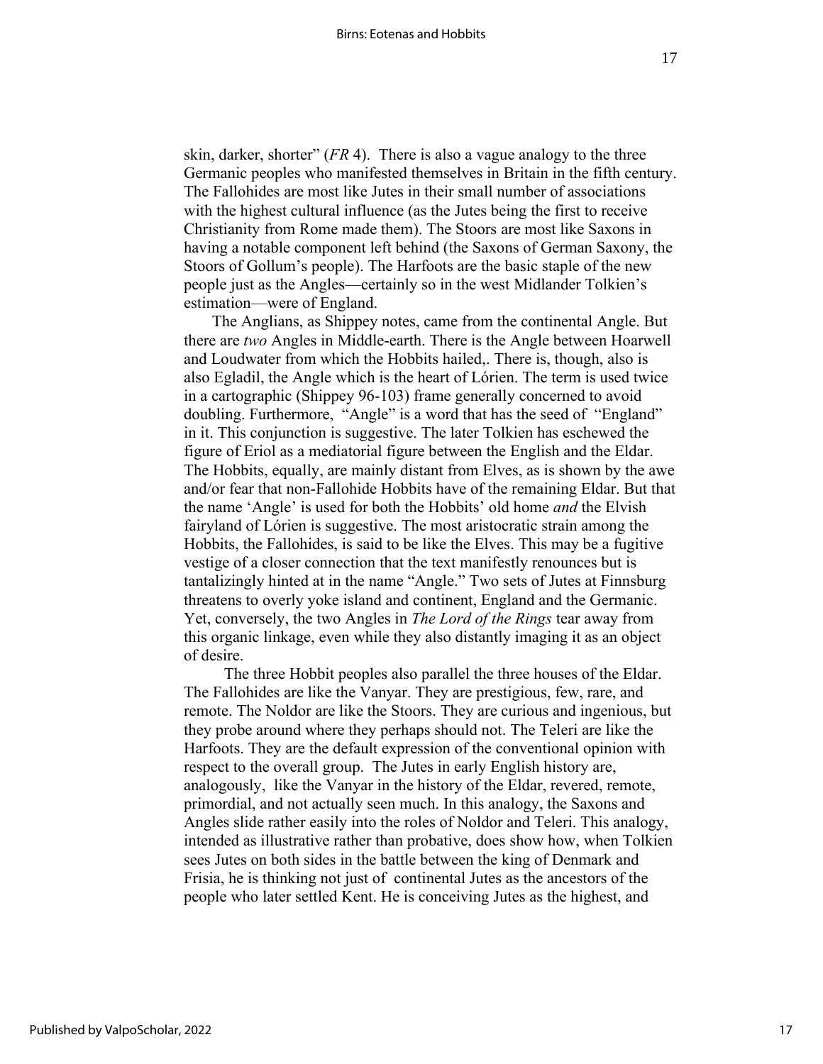skin, darker, shorter" (*FR* 4). There is also a vague analogy to the three Germanic peoples who manifested themselves in Britain in the fifth century. The Fallohides are most like Jutes in their small number of associations with the highest cultural influence (as the Jutes being the first to receive Christianity from Rome made them). The Stoors are most like Saxons in having a notable component left behind (the Saxons of German Saxony, the Stoors of Gollum's people). The Harfoots are the basic staple of the new people just as the Angles—certainly so in the west Midlander Tolkien's estimation—were of England.

The Anglians, as Shippey notes, came from the continental Angle. But there are *two* Angles in Middle-earth. There is the Angle between Hoarwell and Loudwater from which the Hobbits hailed,. There is, though, also is also Egladil, the Angle which is the heart of Lórien. The term is used twice in a cartographic (Shippey 96-103) frame generally concerned to avoid doubling. Furthermore, "Angle" is a word that has the seed of "England" in it. This conjunction is suggestive. The later Tolkien has eschewed the figure of Eriol as a mediatorial figure between the English and the Eldar. The Hobbits, equally, are mainly distant from Elves, as is shown by the awe and/or fear that non-Fallohide Hobbits have of the remaining Eldar. But that the name 'Angle' is used for both the Hobbits' old home *and* the Elvish fairyland of Lórien is suggestive. The most aristocratic strain among the Hobbits, the Fallohides, is said to be like the Elves. This may be a fugitive vestige of a closer connection that the text manifestly renounces but is tantalizingly hinted at in the name "Angle." Two sets of Jutes at Finnsburg threatens to overly yoke island and continent, England and the Germanic. Yet, conversely, the two Angles in *The Lord of the Rings* tear away from this organic linkage, even while they also distantly imaging it as an object of desire.

The three Hobbit peoples also parallel the three houses of the Eldar. The Fallohides are like the Vanyar. They are prestigious, few, rare, and remote. The Noldor are like the Stoors. They are curious and ingenious, but they probe around where they perhaps should not. The Teleri are like the Harfoots. They are the default expression of the conventional opinion with respect to the overall group. The Jutes in early English history are, analogously, like the Vanyar in the history of the Eldar, revered, remote, primordial, and not actually seen much. In this analogy, the Saxons and Angles slide rather easily into the roles of Noldor and Teleri. This analogy, intended as illustrative rather than probative, does show how, when Tolkien sees Jutes on both sides in the battle between the king of Denmark and Frisia, he is thinking not just of continental Jutes as the ancestors of the people who later settled Kent. He is conceiving Jutes as the highest, and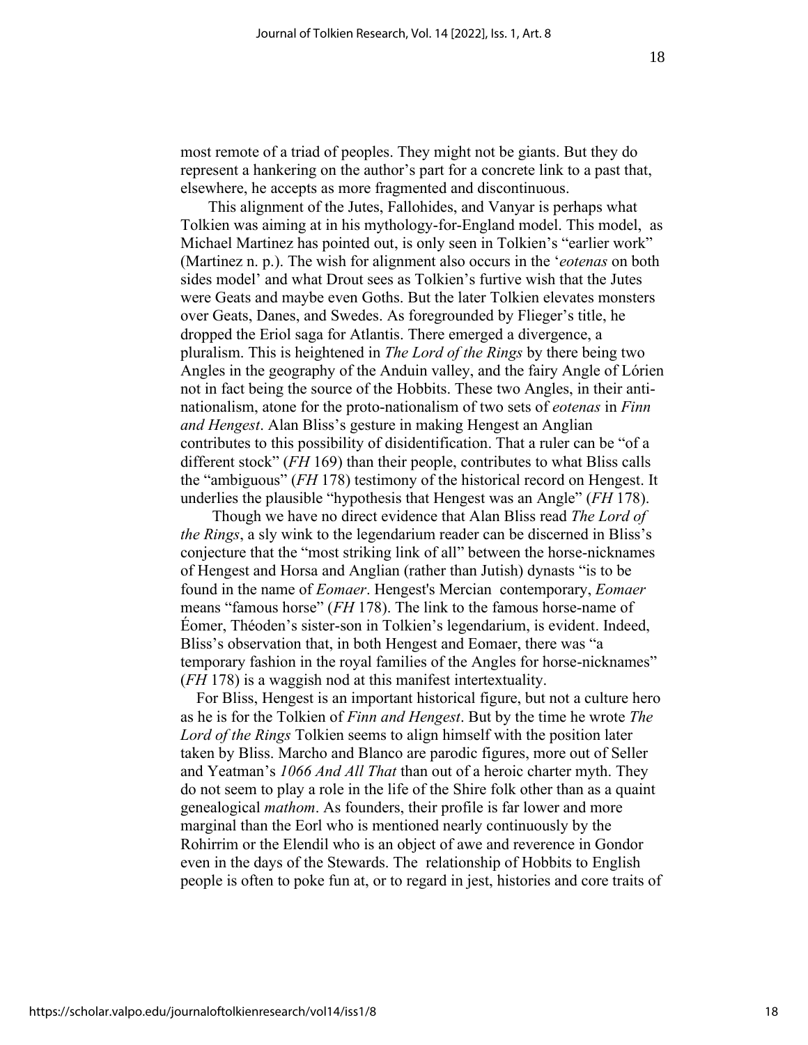most remote of a triad of peoples. They might not be giants. But they do represent a hankering on the author's part for a concrete link to a past that, elsewhere, he accepts as more fragmented and discontinuous.

This alignment of the Jutes, Fallohides, and Vanyar is perhaps what Tolkien was aiming at in his mythology-for-England model. This model, as Michael Martinez has pointed out, is only seen in Tolkien's "earlier work" (Martinez n. p.). The wish for alignment also occurs in the '*eotenas* on both sides model' and what Drout sees as Tolkien's furtive wish that the Jutes were Geats and maybe even Goths. But the later Tolkien elevates monsters over Geats, Danes, and Swedes. As foregrounded by Flieger's title, he dropped the Eriol saga for Atlantis. There emerged a divergence, a pluralism. This is heightened in *The Lord of the Rings* by there being two Angles in the geography of the Anduin valley, and the fairy Angle of Lórien not in fact being the source of the Hobbits. These two Angles, in their anti-nationalism, atone for the proto-nationalism of two sets of *eotenas* in *Finn and Hengest*. Alan Bliss's gesture in making Hengest an Anglian contributes to this possibility of disidentification. That a ruler can be "of a different stock" (*FH* 169) than their people, contributes to what Bliss calls the "ambiguous" (*FH* 178) testimony of the historical record on Hengest. It underlies the plausible "hypothesis that Hengest was an Angle" (*FH* 178).

Though we have no direct evidence that Alan Bliss read *The Lord of the Rings*, a sly wink to the legendarium reader can be discerned in Bliss's conjecture that the "most striking link of all" between the horse-nicknames of Hengest and Horsa and Anglian (rather than Jutish) dynasts "is to be found in the name of *Eomaer*. Hengest's Mercian contemporary, *Eomaer* means "famous horse" (*FH* 178). The link to the famous horse-name of Éomer, Théoden's sister-son in Tolkien's legendarium, is evident. Indeed, Bliss's observation that, in both Hengest and Eomaer, there was "a temporary fashion in the royal families of the Angles for horse-nicknames" (*FH* 178) is a waggish nod at this manifest intertextuality.

For Bliss, Hengest is an important historical figure, but not a culture hero as he is for the Tolkien of *Finn and Hengest*. But by the time he wrote *The Lord of the Rings* Tolkien seems to align himself with the position later taken by Bliss. Marcho and Blanco are parodic figures, more out of Seller and Yeatman's *1066 And All That* than out of a heroic charter myth. They do not seem to play a role in the life of the Shire folk other than as a quaint genealogical *mathom*. As founders, their profile is far lower and more marginal than the Eorl who is mentioned nearly continuously by the Rohirrim or the Elendil who is an object of awe and reverence in Gondor even in the days of the Stewards. The relationship of Hobbits to English people is often to poke fun at, or to regard in jest, histories and core traits of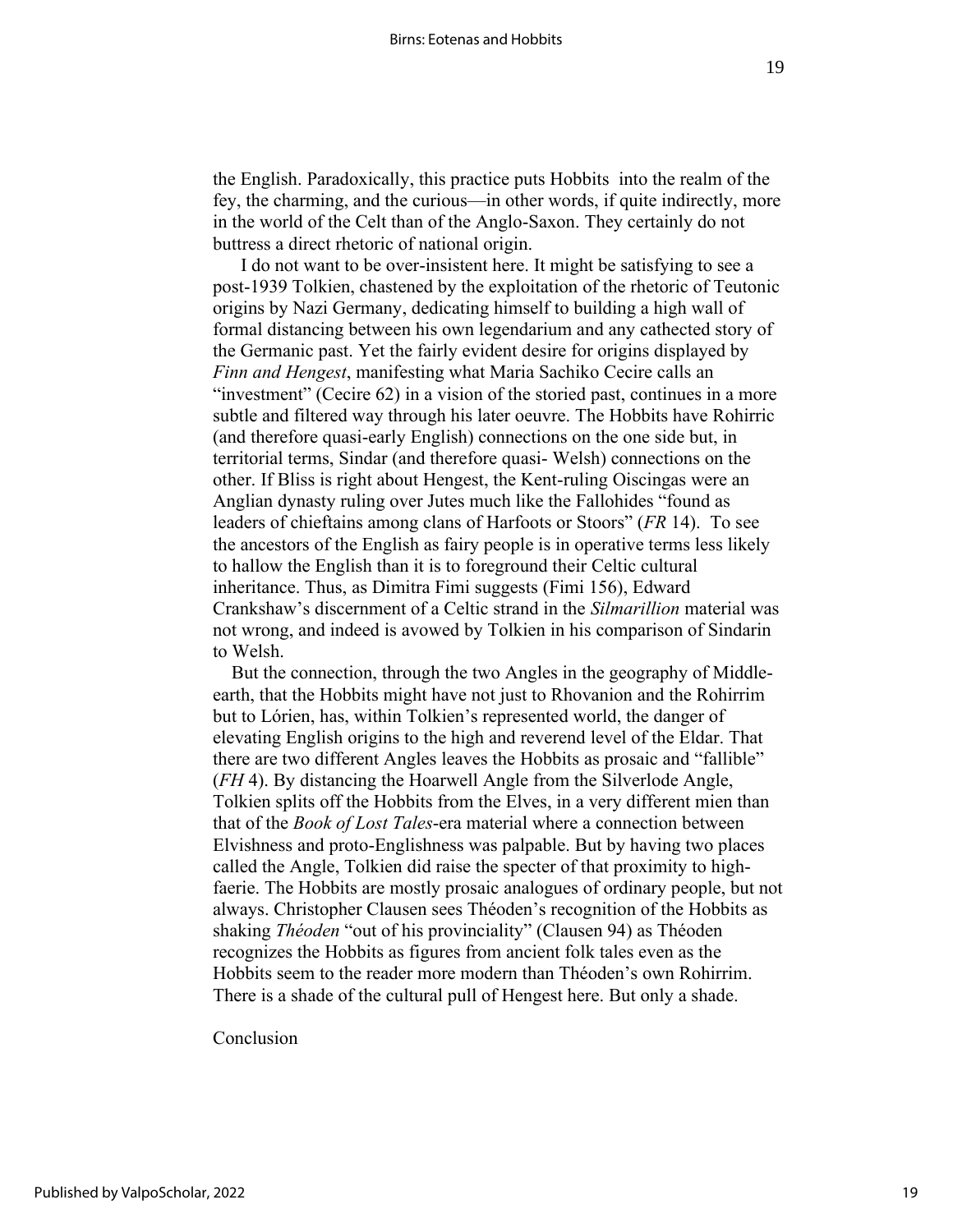the English. Paradoxically, this practice puts Hobbits into the realm of the fey, the charming, and the curious—in other words, if quite indirectly, more in the world of the Celt than of the Anglo-Saxon. They certainly do not buttress a direct rhetoric of national origin.

I do not want to be over-insistent here. It might be satisfying to see a post-1939 Tolkien, chastened by the exploitation of the rhetoric of Teutonic origins by Nazi Germany, dedicating himself to building a high wall of formal distancing between his own legendarium and any cathected story of the Germanic past. Yet the fairly evident desire for origins displayed by *Finn and Hengest*, manifesting what Maria Sachiko Cecire calls an "investment" (Cecire 62) in a vision of the storied past, continues in a more subtle and filtered way through his later oeuvre. The Hobbits have Rohirric (and therefore quasi-early English) connections on the one side but, in territorial terms, Sindar (and therefore quasi- Welsh) connections on the other. If Bliss is right about Hengest, the Kent-ruling Oiscingas were an Anglian dynasty ruling over Jutes much like the Fallohides "found as leaders of chieftains among clans of Harfoots or Stoors" (*FR* 14). To see the ancestors of the English as fairy people is in operative terms less likely to hallow the English than it is to foreground their Celtic cultural inheritance. Thus, as Dimitra Fimi suggests (Fimi 156), Edward Crankshaw's discernment of a Celtic strand in the *Silmarillion* material was not wrong, and indeed is avowed by Tolkien in his comparison of Sindarin to Welsh.

But the connection, through the two Angles in the geography of Middle-earth, that the Hobbits might have not just to Rhovanion and the Rohirrim but to Lórien, has, within Tolkien's represented world, the danger of elevating English origins to the high and reverend level of the Eldar. That there are two different Angles leaves the Hobbits as prosaic and "fallible" (*FH* 4). By distancing the Hoarwell Angle from the Silverlode Angle, Tolkien splits off the Hobbits from the Elves, in a very different mien than that of the *Book of Lost Tales*-era material where a connection between Elvishness and proto-Englishness was palpable. But by having two places called the Angle, Tolkien did raise the specter of that proximity to high-faerie. The Hobbits are mostly prosaic analogues of ordinary people, but not always. Christopher Clausen sees Théoden's recognition of the Hobbits as shaking *Théoden* "out of his provinciality" (Clausen 94) as Théoden recognizes the Hobbits as figures from ancient folk tales even as the Hobbits seem to the reader more modern than Théoden's own Rohirrim. There is a shade of the cultural pull of Hengest here. But only a shade.

## Conclusion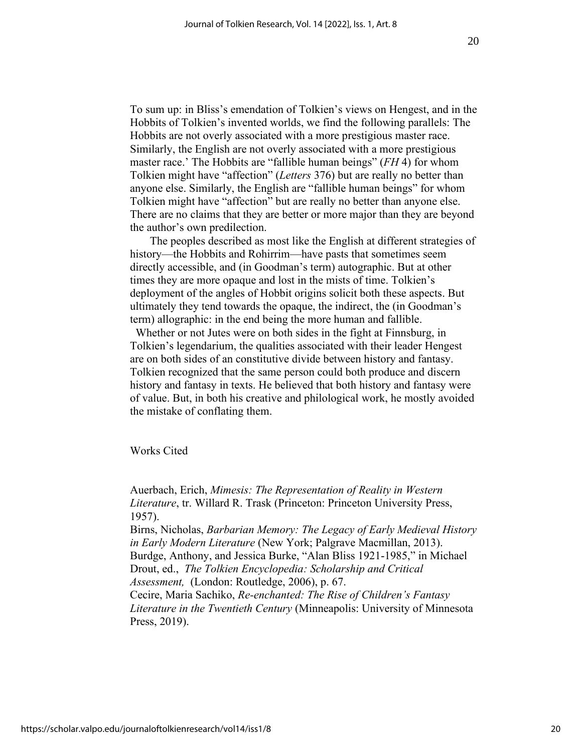To sum up: in Bliss's emendation of Tolkien's views on Hengest, and in the Hobbits of Tolkien's invented worlds, we find the following parallels: The Hobbits are not overly associated with a more prestigious master race. Similarly, the English are not overly associated with a more prestigious master race.' The Hobbits are "fallible human beings" (*FH* 4) for whom Tolkien might have "affection" (*Letters* 376) but are really no better than anyone else. Similarly, the English are "fallible human beings" for whom Tolkien might have "affection" but are really no better than anyone else. There are no claims that they are better or more major than they are beyond the author's own predilection.

The peoples described as most like the English at different strategies of history—the Hobbits and Rohirrim—have pasts that sometimes seem directly accessible, and (in Goodman's term) autographic. But at other times they are more opaque and lost in the mists of time. Tolkien's deployment of the angles of Hobbit origins solicit both these aspects. But ultimately they tend towards the opaque, the indirect, the (in Goodman's term) allographic: in the end being the more human and fallible.

Whether or not Jutes were on both sides in the fight at Finnsburg, in Tolkien's legendarium, the qualities associated with their leader Hengest are on both sides of an constitutive divide between history and fantasy. Tolkien recognized that the same person could both produce and discern history and fantasy in texts. He believed that both history and fantasy were of value. But, in both his creative and philological work, he mostly avoided the mistake of conflating them.

Works Cited

Auerbach, Erich, *Mimesis: The Representation of Reality in Western Literature*, tr. Willard R. Trask (Princeton: Princeton University Press, 1957).

Birns, Nicholas, *Barbarian Memory: The Legacy of Early Medieval History in Early Modern Literature* (New York; Palgrave Macmillan, 2013).

Burdge, Anthony, and Jessica Burke, "Alan Bliss 1921-1985," in Michael Drout, ed., *The Tolkien Encyclopedia: Scholarship and Critical Assessment,* (London: Routledge, 2006), p. 67.

Cecire, Maria Sachiko, *Re-enchanted: The Rise of Children's Fantasy Literature in the Twentieth Century* (Minneapolis: University of Minnesota Press, 2019).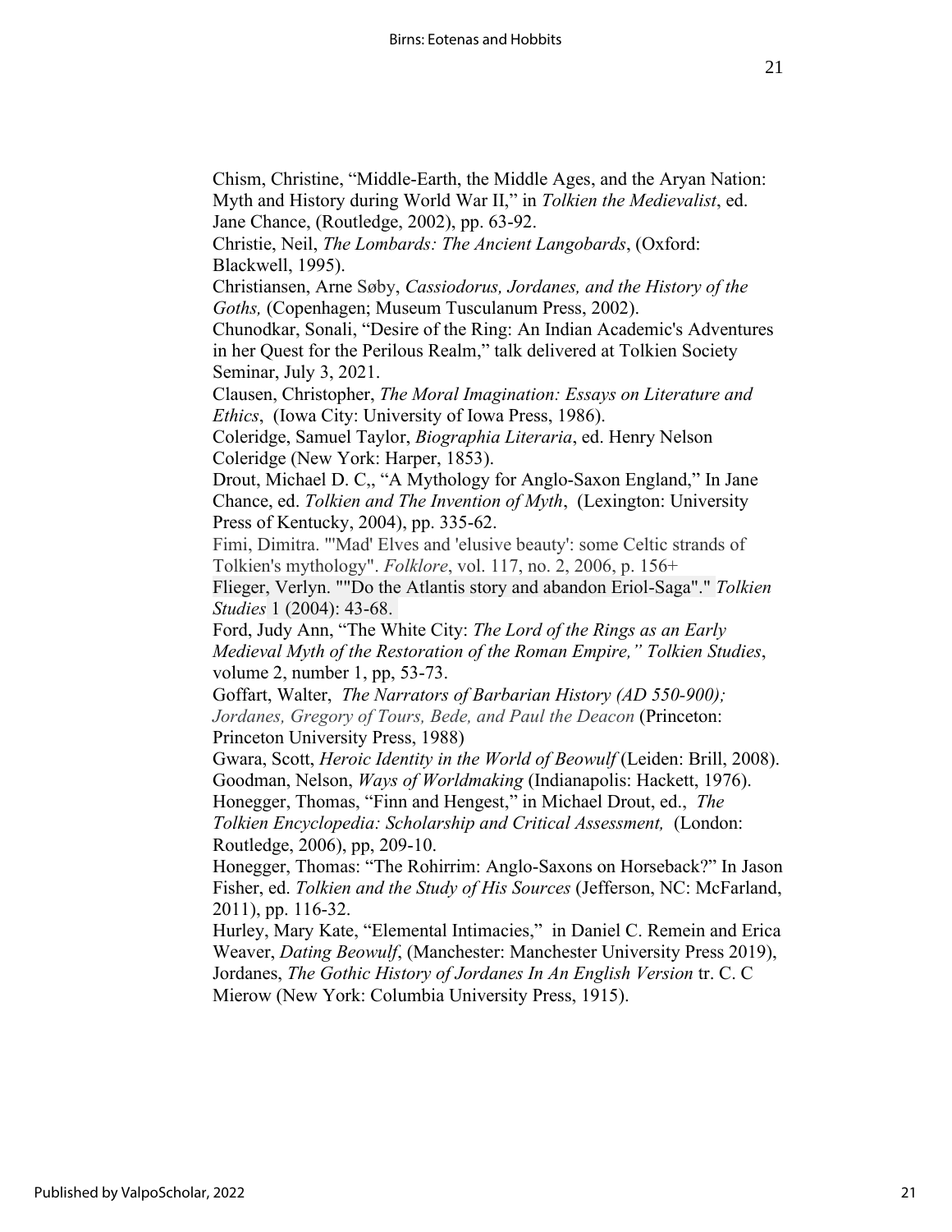Chism, Christine, "Middle-Earth, the Middle Ages, and the Aryan Nation: Myth and History during World War II," in *Tolkien the Medievalist*, ed. Jane Chance, (Routledge, 2002), pp. 63-92.

Christie, Neil, *The Lombards: The Ancient Langobards*, (Oxford: Blackwell, 1995).

Christiansen, Arne Søby, *Cassiodorus, Jordanes, and the History of the Goths,* (Copenhagen; Museum Tusculanum Press, 2002).

Chunodkar, Sonali, "Desire of the Ring: An Indian Academic's Adventures in her Quest for the Perilous Realm," talk delivered at Tolkien Society Seminar, July 3, 2021.

Clausen, Christopher, *The Moral Imagination: Essays on Literature and Ethics*, (Iowa City: University of Iowa Press, 1986).

Coleridge, Samuel Taylor, *Biographia Literaria*, ed. Henry Nelson Coleridge (New York: Harper, 1853).

Drout, Michael D. C,, "A Mythology for Anglo-Saxon England," In Jane Chance, ed. *Tolkien and The Invention of Myth*, (Lexington: University Press of Kentucky, 2004), pp. 335-62.

Fimi, Dimitra. "'Mad' Elves and 'elusive beauty': some Celtic strands of Tolkien's mythology". *Folklore*, vol. 117, no. 2, 2006, p. 156+

Flieger, Verlyn. ""Do the Atlantis story and abandon Eriol-Saga"." *Tolkien Studies* 1 (2004): 43-68.

Ford, Judy Ann, "The White City: *The Lord of the Rings as an Early Medieval Myth of the Restoration of the Roman Empire," Tolkien Studies*, volume 2, number 1, pp, 53-73.

Goffart, Walter, *The Narrators of Barbarian History (AD 550-900); Jordanes, Gregory of Tours, Bede, and Paul the Deacon* (Princeton: Princeton University Press, 1988)

Gwara, Scott, *Heroic Identity in the World of Beowulf* (Leiden: Brill, 2008).

Goodman, Nelson, *Ways of Worldmaking* (Indianapolis: Hackett, 1976).

Honegger, Thomas, "Finn and Hengest," in Michael Drout, ed., *The Tolkien Encyclopedia: Scholarship and Critical Assessment,* (London: Routledge, 2006), pp, 209-10.

Honegger, Thomas: "The Rohirrim: Anglo-Saxons on Horseback?" In Jason Fisher, ed. *Tolkien and the Study of His Sources* (Jefferson, NC: McFarland, 2011), pp. 116-32.

Hurley, Mary Kate, "Elemental Intimacies," in Daniel C. Remein and Erica Weaver, *Dating Beowulf*, (Manchester: Manchester University Press 2019),

Jordanes, *The Gothic History of Jordanes In An English Version* tr. C. C Mierow (New York: Columbia University Press, 1915).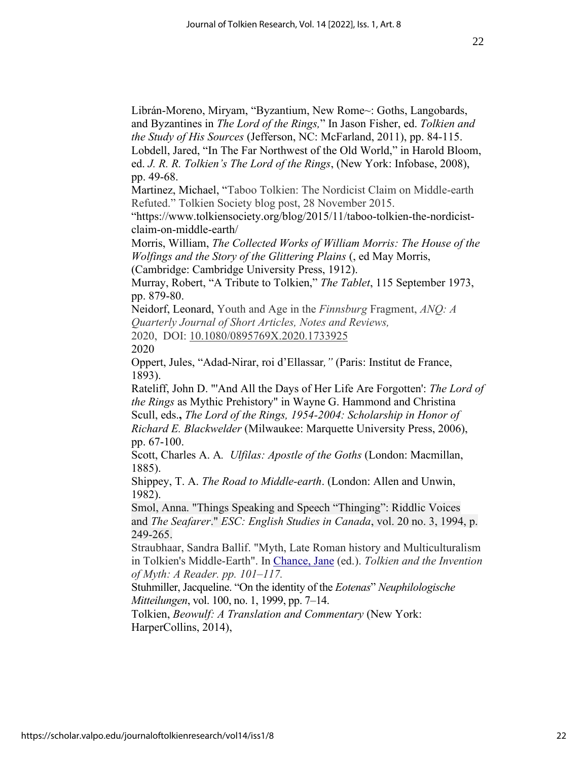Librán-Moreno, Miryam, "Byzantium, New Rome~: Goths, Langobards, and Byzantines in *The Lord of the Rings,*" In Jason Fisher, ed. *Tolkien and the Study of His Sources* (Jefferson, NC: McFarland, 2011), pp. 84-115.

Lobdell, Jared, "In The Far Northwest of the Old World," in Harold Bloom, ed. *J. R. R. Tolkien's The Lord of the Rings*, (New York: Infobase, 2008), pp. 49-68.

Martinez, Michael, "Taboo Tolkien: The Nordicist Claim on Middle-earth Refuted." Tolkien Society blog post, 28 November 2015. "https://www.tolkiensociety.org/blog/2015/11/taboo-tolkien-the-nordicist-claim-on-middle-earth/

Morris, William, *The Collected Works of William Morris: The House of the Wolfings and the Story of the Glittering Plains* (, ed May Morris, (Cambridge: Cambridge University Press, 1912).

Murray, Robert, "A Tribute to Tolkien," *The Tablet*, 115 September 1973, pp. 879-80.

Neidorf, Leonard, Youth and Age in the *Finnsburg* Fragment, *ANQ: A Quarterly Journal of Short Articles, Notes and Reviews,* 2020, DOI: 10.1080/0895769X.2020.1733925 2020

Oppert, Jules, "Adad-Nirar, roi d'Ellassar*,"* (Paris: Institut de France, 1893).

Rateliff, John D. "'And All the Days of Her Life Are Forgotten': *The Lord of the Rings* as Mythic Prehistory" in Wayne G. Hammond and Christina Scull, eds**.**, *The Lord of the Rings, 1954-2004: Scholarship in Honor of Richard E. Blackwelder* (Milwaukee: Marquette University Press, 2006), pp. 67-100.

Scott, Charles A. A. *Ulfilas: Apostle of the Goths* (London: Macmillan, 1885).

Shippey, T. A. *The Road to Middle-earth*. (London: Allen and Unwin, 1982).

Smol, Anna. "Things Speaking and Speech "Thinging": Riddlic Voices and *The Seafarer*." *ESC: English Studies in Canada*, vol. 20 no. 3, 1994, p. 249-265.

Straubhaar, Sandra Ballif. "Myth, Late Roman history and Multiculturalism in Tolkien's Middle-Earth". In Chance, Jane (ed.). *Tolkien and the Invention of Myth: A Reader. pp. 101–117.*

Stuhmiller, Jacqueline. "On the identity of the *Eotenas*" *Neuphilologische Mitteilungen*, vol. 100, no. 1, 1999, pp. 7–14.

Tolkien, *Beowulf: A Translation and Commentary* (New York: HarperCollins, 2014),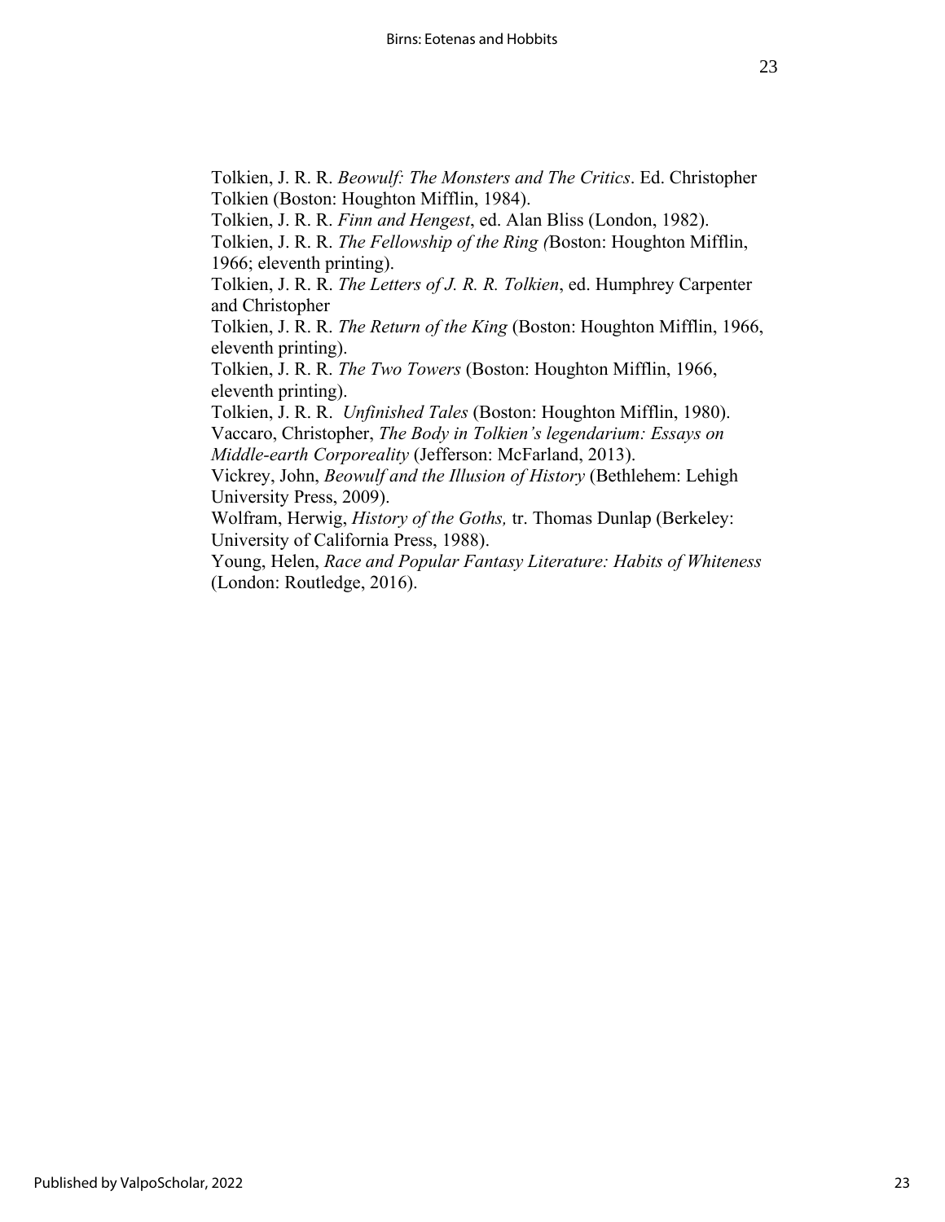Tolkien, J. R. R. *Beowulf: The Monsters and The Critics*. Ed. Christopher Tolkien (Boston: Houghton Mifflin, 1984).

Tolkien, J. R. R. *Finn and Hengest*, ed. Alan Bliss (London, 1982).

Tolkien, J. R. R. *The Fellowship of the Ring (*Boston: Houghton Mifflin, 1966; eleventh printing).

Tolkien, J. R. R. *The Letters of J. R. R. Tolkien*, ed. Humphrey Carpenter and Christopher

Tolkien, J. R. R. *The Return of the King* (Boston: Houghton Mifflin, 1966, eleventh printing).

Tolkien, J. R. R. *The Two Towers* (Boston: Houghton Mifflin, 1966, eleventh printing).

Tolkien, J. R. R. *Unfinished Tales* (Boston: Houghton Mifflin, 1980).

Vaccaro, Christopher, *The Body in Tolkien's legendarium: Essays on Middle-earth Corporeality* (Jefferson: McFarland, 2013).

Vickrey, John, *Beowulf and the Illusion of History* (Bethlehem: Lehigh University Press, 2009).

Wolfram, Herwig, *History of the Goths,* tr. Thomas Dunlap (Berkeley: University of California Press, 1988).

Young, Helen, *Race and Popular Fantasy Literature: Habits of Whiteness* (London: Routledge, 2016).